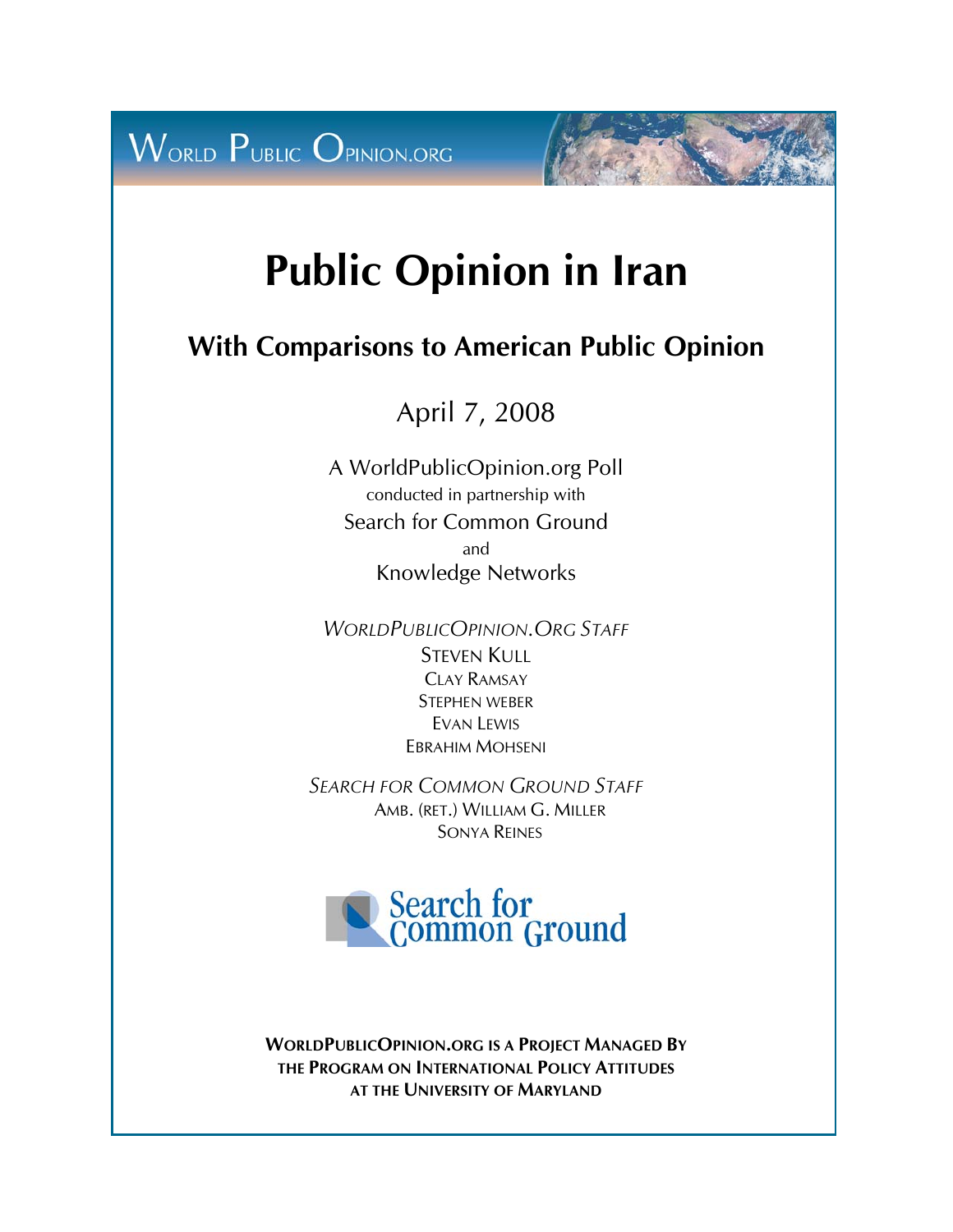WORLD PUBLIC OPINION.ORG

# Public Opinion in Iran

## With Comparisons to American Public Opinion

April 7, 2008

A WorldPublicOpinion.org Poll
conducted in partnership with
Search for Common Ground
and
Knowledge Networks

*WORLDPUBLICOPINION.ORG STAFF*
STEVEN KULL
CLAY RAMSAY
STEPHEN WEBER
EVAN LEWIS
EBRAHIM MOHSENI

*SEARCH FOR COMMON GROUND STAFF*
AMB. (RET.) WILLIAM G. MILLER
SONYA REINES

Search for Common Ground

**WORLDPUBLICOPINION.ORG IS A PROJECT MANAGED BY THE PROGRAM ON INTERNATIONAL POLICY ATTITUDES AT THE UNIVERSITY OF MARYLAND**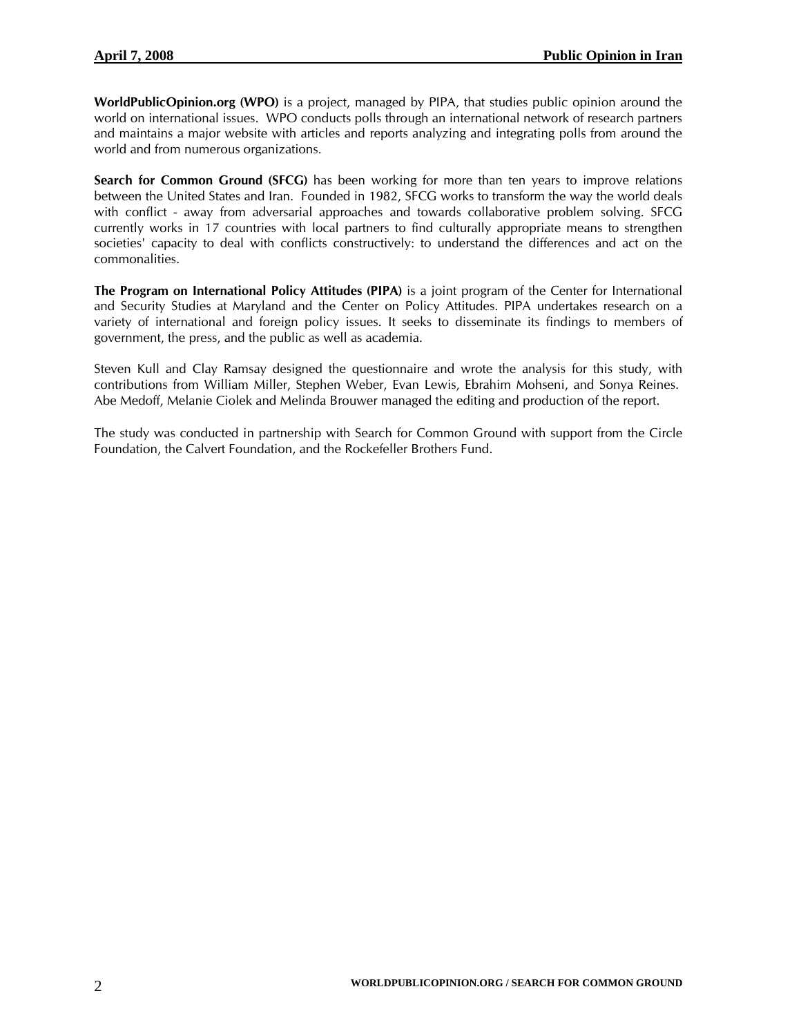**WorldPublicOpinion.org (WPO)** is a project, managed by PIPA, that studies public opinion around the world on international issues. WPO conducts polls through an international network of research partners and maintains a major website with articles and reports analyzing and integrating polls from around the world and from numerous organizations.

**Search for Common Ground (SFCG)** has been working for more than ten years to improve relations between the United States and Iran. Founded in 1982, SFCG works to transform the way the world deals with conflict - away from adversarial approaches and towards collaborative problem solving. SFCG currently works in 17 countries with local partners to find culturally appropriate means to strengthen societies' capacity to deal with conflicts constructively: to understand the differences and act on the commonalities.

**The Program on International Policy Attitudes (PIPA)** is a joint program of the Center for International and Security Studies at Maryland and the Center on Policy Attitudes. PIPA undertakes research on a variety of international and foreign policy issues. It seeks to disseminate its findings to members of government, the press, and the public as well as academia.

Steven Kull and Clay Ramsay designed the questionnaire and wrote the analysis for this study, with contributions from William Miller, Stephen Weber, Evan Lewis, Ebrahim Mohseni, and Sonya Reines. Abe Medoff, Melanie Ciolek and Melinda Brouwer managed the editing and production of the report.

The study was conducted in partnership with Search for Common Ground with support from the Circle Foundation, the Calvert Foundation, and the Rockefeller Brothers Fund.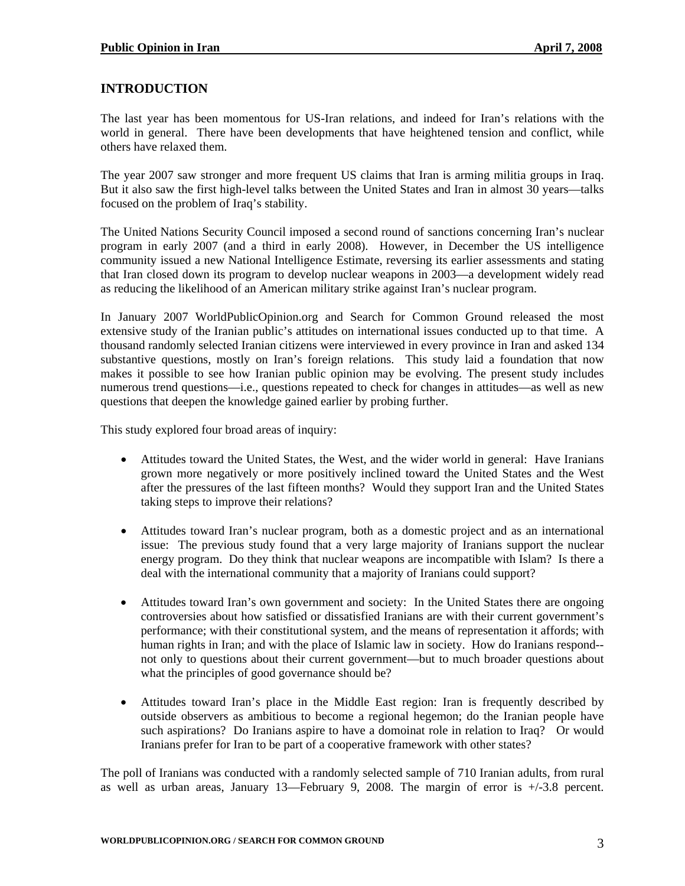## INTRODUCTION

The last year has been momentous for US-Iran relations, and indeed for Iran's relations with the world in general. There have been developments that have heightened tension and conflict, while others have relaxed them.

The year 2007 saw stronger and more frequent US claims that Iran is arming militia groups in Iraq. But it also saw the first high-level talks between the United States and Iran in almost 30 years—talks focused on the problem of Iraq's stability.

The United Nations Security Council imposed a second round of sanctions concerning Iran's nuclear program in early 2007 (and a third in early 2008). However, in December the US intelligence community issued a new National Intelligence Estimate, reversing its earlier assessments and stating that Iran closed down its program to develop nuclear weapons in 2003—a development widely read as reducing the likelihood of an American military strike against Iran's nuclear program.

In January 2007 WorldPublicOpinion.org and Search for Common Ground released the most extensive study of the Iranian public's attitudes on international issues conducted up to that time. A thousand randomly selected Iranian citizens were interviewed in every province in Iran and asked 134 substantive questions, mostly on Iran's foreign relations. This study laid a foundation that now makes it possible to see how Iranian public opinion may be evolving. The present study includes numerous trend questions—i.e., questions repeated to check for changes in attitudes—as well as new questions that deepen the knowledge gained earlier by probing further.

This study explored four broad areas of inquiry:

- Attitudes toward the United States, the West, and the wider world in general: Have Iranians grown more negatively or more positively inclined toward the United States and the West after the pressures of the last fifteen months? Would they support Iran and the United States taking steps to improve their relations?

- Attitudes toward Iran's nuclear program, both as a domestic project and as an international issue: The previous study found that a very large majority of Iranians support the nuclear energy program. Do they think that nuclear weapons are incompatible with Islam? Is there a deal with the international community that a majority of Iranians could support?

- Attitudes toward Iran's own government and society: In the United States there are ongoing controversies about how satisfied or dissatisfied Iranians are with their current government's performance; with their constitutional system, and the means of representation it affords; with human rights in Iran; and with the place of Islamic law in society. How do Iranians respond--not only to questions about their current government—but to much broader questions about what the principles of good governance should be?

- Attitudes toward Iran's place in the Middle East region: Iran is frequently described by outside observers as ambitious to become a regional hegemon; do the Iranian people have such aspirations? Do Iranians aspire to have a domoinat role in relation to Iraq? Or would Iranians prefer for Iran to be part of a cooperative framework with other states?

The poll of Iranians was conducted with a randomly selected sample of 710 Iranian adults, from rural as well as urban areas, January 13—February 9, 2008. The margin of error is +/-3.8 percent.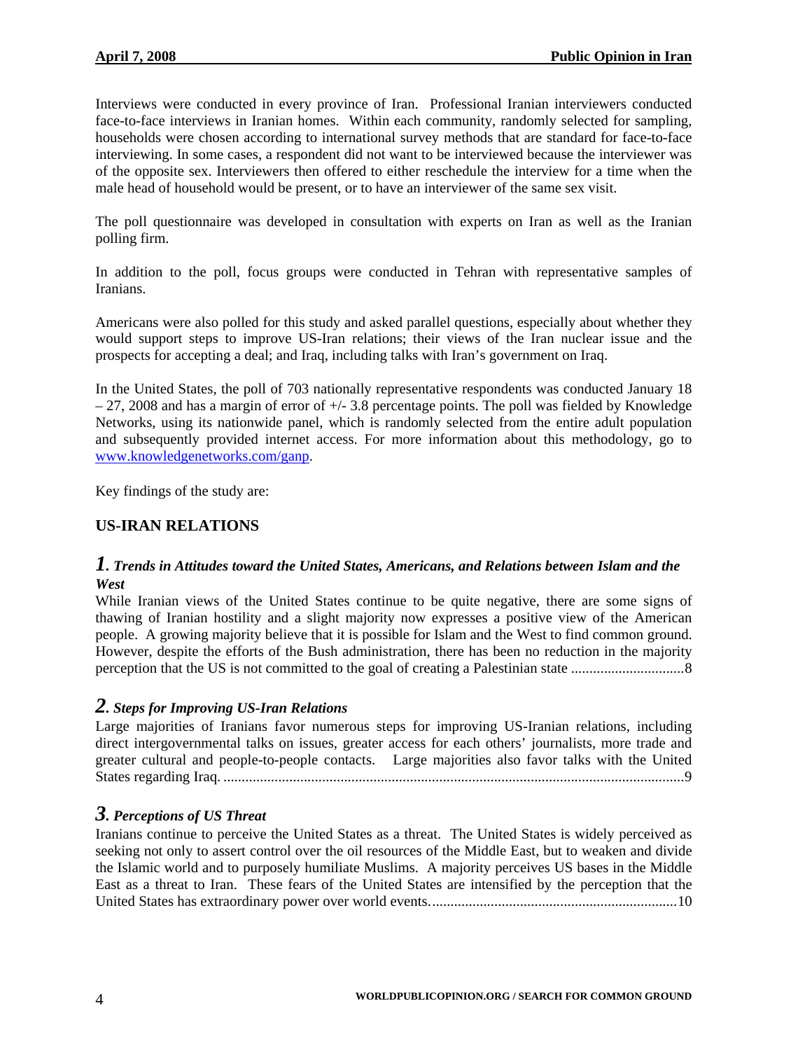Interviews were conducted in every province of Iran. Professional Iranian interviewers conducted face-to-face interviews in Iranian homes. Within each community, randomly selected for sampling, households were chosen according to international survey methods that are standard for face-to-face interviewing. In some cases, a respondent did not want to be interviewed because the interviewer was of the opposite sex. Interviewers then offered to either reschedule the interview for a time when the male head of household would be present, or to have an interviewer of the same sex visit.

The poll questionnaire was developed in consultation with experts on Iran as well as the Iranian polling firm.

In addition to the poll, focus groups were conducted in Tehran with representative samples of Iranians.

Americans were also polled for this study and asked parallel questions, especially about whether they would support steps to improve US-Iran relations; their views of the Iran nuclear issue and the prospects for accepting a deal; and Iraq, including talks with Iran's government on Iraq.

In the United States, the poll of 703 nationally representative respondents was conducted January 18 – 27, 2008 and has a margin of error of +/- 3.8 percentage points. The poll was fielded by Knowledge Networks, using its nationwide panel, which is randomly selected from the entire adult population and subsequently provided internet access. For more information about this methodology, go to www.knowledgenetworks.com/ganp.

Key findings of the study are:

## US-IRAN RELATIONS

### *1. Trends in Attitudes toward the United States, Americans, and Relations between Islam and the West*

While Iranian views of the United States continue to be quite negative, there are some signs of thawing of Iranian hostility and a slight majority now expresses a positive view of the American people. A growing majority believe that it is possible for Islam and the West to find common ground. However, despite the efforts of the Bush administration, there has been no reduction in the majority perception that the US is not committed to the goal of creating a Palestinian state ..............................8

### *2. Steps for Improving US-Iran Relations*

Large majorities of Iranians favor numerous steps for improving US-Iranian relations, including direct intergovernmental talks on issues, greater access for each others' journalists, more trade and greater cultural and people-to-people contacts. Large majorities also favor talks with the United States regarding Iraq. .............................................................................................................................9

### *3. Perceptions of US Threat*

Iranians continue to perceive the United States as a threat. The United States is widely perceived as seeking not only to assert control over the oil resources of the Middle East, but to weaken and divide the Islamic world and to purposely humiliate Muslims. A majority perceives US bases in the Middle East as a threat to Iran. These fears of the United States are intensified by the perception that the United States has extraordinary power over world events...................................................................10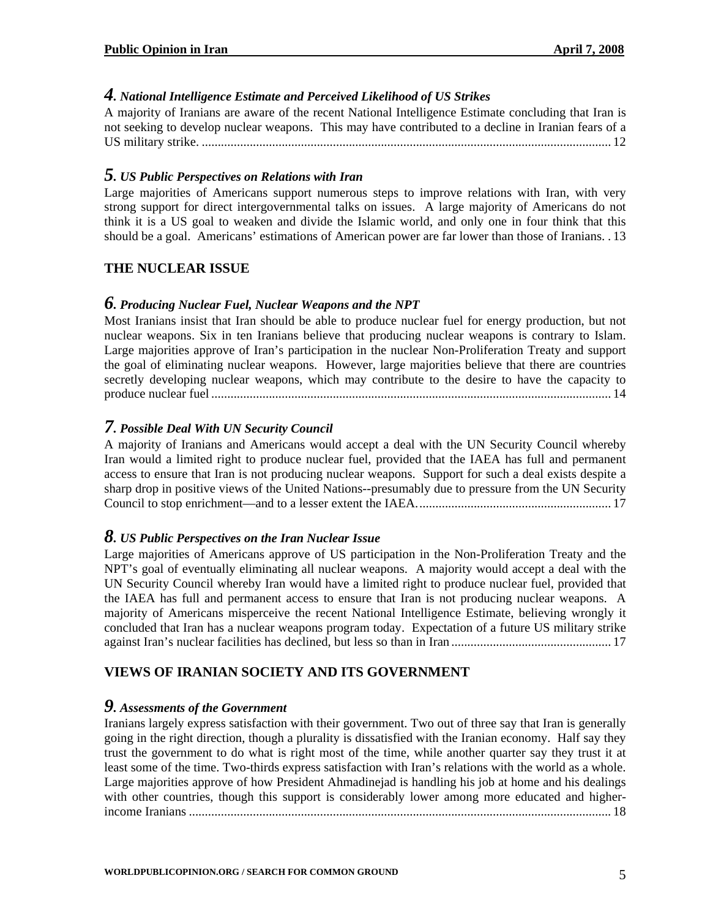### *4. National Intelligence Estimate and Perceived Likelihood of US Strikes*

A majority of Iranians are aware of the recent National Intelligence Estimate concluding that Iran is not seeking to develop nuclear weapons. This may have contributed to a decline in Iranian fears of a US military strike. ................................................................................................................................ 12

### *5. US Public Perspectives on Relations with Iran*

Large majorities of Americans support numerous steps to improve relations with Iran, with very strong support for direct intergovernmental talks on issues. A large majority of Americans do not think it is a US goal to weaken and divide the Islamic world, and only one in four think that this should be a goal. Americans' estimations of American power are far lower than those of Iranians. . 13

## THE NUCLEAR ISSUE

### *6. Producing Nuclear Fuel, Nuclear Weapons and the NPT*

Most Iranians insist that Iran should be able to produce nuclear fuel for energy production, but not nuclear weapons. Six in ten Iranians believe that producing nuclear weapons is contrary to Islam. Large majorities approve of Iran's participation in the nuclear Non-Proliferation Treaty and support the goal of eliminating nuclear weapons. However, large majorities believe that there are countries secretly developing nuclear weapons, which may contribute to the desire to have the capacity to produce nuclear fuel ............................................................................................................................ 14

### *7. Possible Deal With UN Security Council*

A majority of Iranians and Americans would accept a deal with the UN Security Council whereby Iran would a limited right to produce nuclear fuel, provided that the IAEA has full and permanent access to ensure that Iran is not producing nuclear weapons. Support for such a deal exists despite a sharp drop in positive views of the United Nations--presumably due to pressure from the UN Security Council to stop enrichment—and to a lesser extent the IAEA. ............................................................ 17

### *8. US Public Perspectives on the Iran Nuclear Issue*

Large majorities of Americans approve of US participation in the Non-Proliferation Treaty and the NPT's goal of eventually eliminating all nuclear weapons. A majority would accept a deal with the UN Security Council whereby Iran would have a limited right to produce nuclear fuel, provided that the IAEA has full and permanent access to ensure that Iran is not producing nuclear weapons. A majority of Americans misperceive the recent National Intelligence Estimate, believing wrongly it concluded that Iran has a nuclear weapons program today. Expectation of a future US military strike against Iran's nuclear facilities has declined, but less so than in Iran ................................................. 17

## VIEWS OF IRANIAN SOCIETY AND ITS GOVERNMENT

### *9. Assessments of the Government*

Iranians largely express satisfaction with their government. Two out of three say that Iran is generally going in the right direction, though a plurality is dissatisfied with the Iranian economy. Half say they trust the government to do what is right most of the time, while another quarter say they trust it at least some of the time. Two-thirds express satisfaction with Iran's relations with the world as a whole. Large majorities approve of how President Ahmadinejad is handling his job at home and his dealings with other countries, though this support is considerably lower among more educated and higher-income Iranians ................................................................................................................................... 18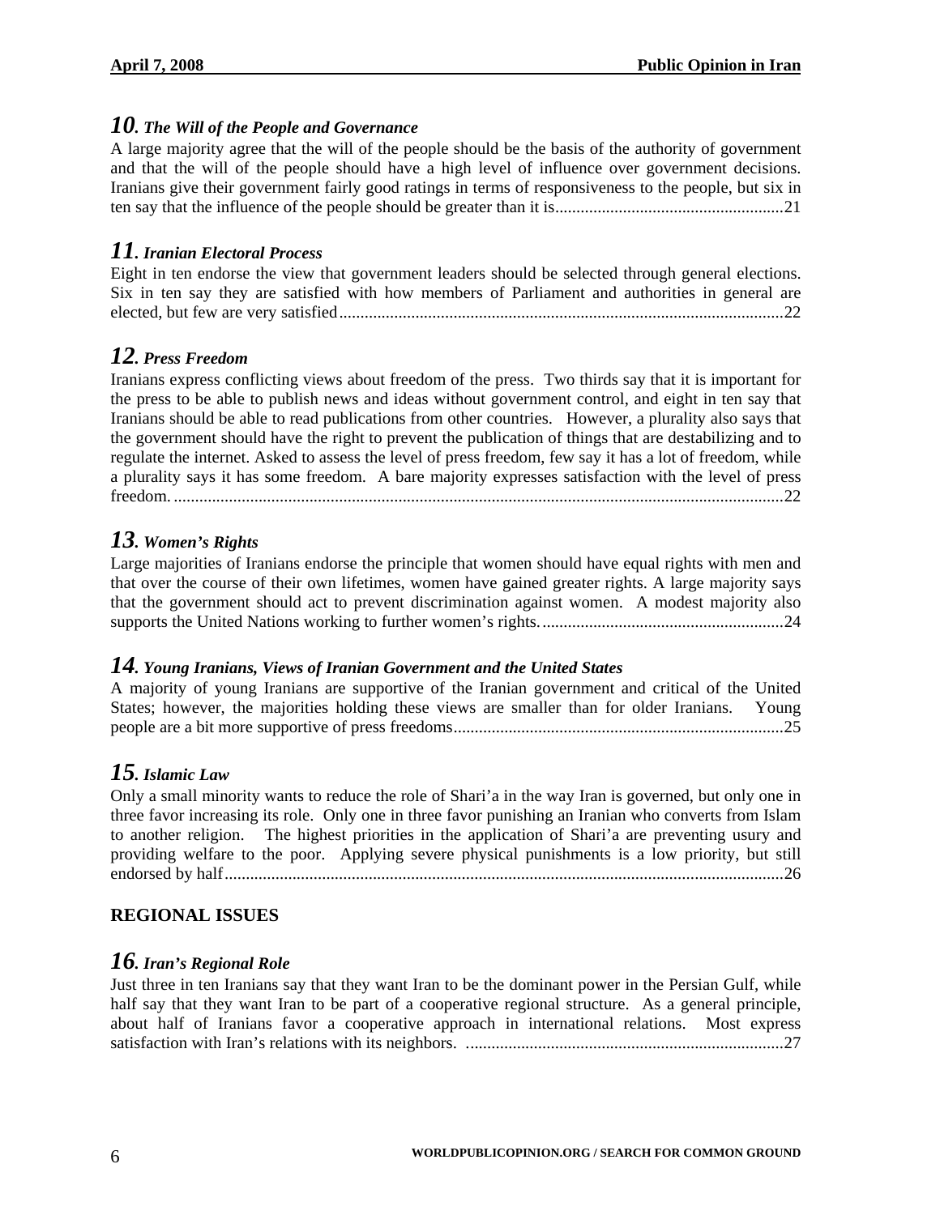### *10. The Will of the People and Governance*

A large majority agree that the will of the people should be the basis of the authority of government and that the will of the people should have a high level of influence over government decisions. Iranians give their government fairly good ratings in terms of responsiveness to the people, but six in ten say that the influence of the people should be greater than it is......................................................21

### *11. Iranian Electoral Process*

Eight in ten endorse the view that government leaders should be selected through general elections. Six in ten say they are satisfied with how members of Parliament and authorities in general are elected, but few are very satisfied.........................................................................................................22

### *12. Press Freedom*

Iranians express conflicting views about freedom of the press. Two thirds say that it is important for the press to be able to publish news and ideas without government control, and eight in ten say that Iranians should be able to read publications from other countries. However, a plurality also says that the government should have the right to prevent the publication of things that are destabilizing and to regulate the internet. Asked to assess the level of press freedom, few say it has a lot of freedom, while a plurality says it has some freedom. A bare majority expresses satisfaction with the level of press freedom. ...............................................................................................................................................22

### *13. Women's Rights*

Large majorities of Iranians endorse the principle that women should have equal rights with men and that over the course of their own lifetimes, women have gained greater rights. A large majority says that the government should act to prevent discrimination against women. A modest majority also supports the United Nations working to further women's rights. .........................................................24

### *14. Young Iranians, Views of Iranian Government and the United States*

A majority of young Iranians are supportive of the Iranian government and critical of the United States; however, the majorities holding these views are smaller than for older Iranians. Young people are a bit more supportive of press freedoms.............................................................................25

### *15. Islamic Law*

Only a small minority wants to reduce the role of Shari'a in the way Iran is governed, but only one in three favor increasing its role. Only one in three favor punishing an Iranian who converts from Islam to another religion. The highest priorities in the application of Shari'a are preventing usury and providing welfare to the poor. Applying severe physical punishments is a low priority, but still endorsed by half...................................................................................................................................26

## REGIONAL ISSUES

### *16. Iran's Regional Role*

Just three in ten Iranians say that they want Iran to be the dominant power in the Persian Gulf, while half say that they want Iran to be part of a cooperative regional structure. As a general principle, about half of Iranians favor a cooperative approach in international relations. Most express satisfaction with Iran's relations with its neighbors. ..........................................................................27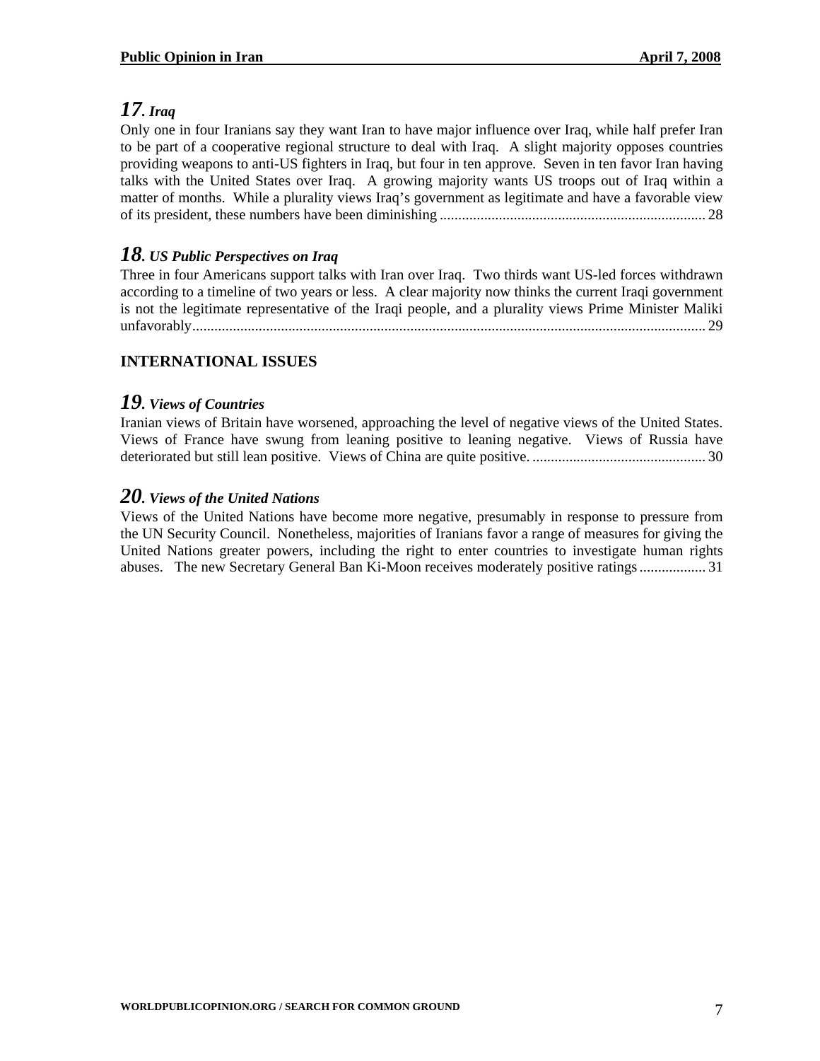### *17. Iraq*

Only one in four Iranians say they want Iran to have major influence over Iraq, while half prefer Iran to be part of a cooperative regional structure to deal with Iraq. A slight majority opposes countries providing weapons to anti-US fighters in Iraq, but four in ten approve. Seven in ten favor Iran having talks with the United States over Iraq. A growing majority wants US troops out of Iraq within a matter of months. While a plurality views Iraq's government as legitimate and have a favorable view of its president, these numbers have been diminishing ........................................................................ 28

### *18. US Public Perspectives on Iraq*

Three in four Americans support talks with Iran over Iraq. Two thirds want US-led forces withdrawn according to a timeline of two years or less. A clear majority now thinks the current Iraqi government is not the legitimate representative of the Iraqi people, and a plurality views Prime Minister Maliki unfavorably.......................................................................................................................................... 29

## INTERNATIONAL ISSUES

### *19. Views of Countries*

Iranian views of Britain have worsened, approaching the level of negative views of the United States. Views of France have swung from leaning positive to leaning negative. Views of Russia have deteriorated but still lean positive. Views of China are quite positive. ............................................... 30

### *20. Views of the United Nations*

Views of the United Nations have become more negative, presumably in response to pressure from the UN Security Council. Nonetheless, majorities of Iranians favor a range of measures for giving the United Nations greater powers, including the right to enter countries to investigate human rights abuses. The new Secretary General Ban Ki-Moon receives moderately positive ratings .................. 31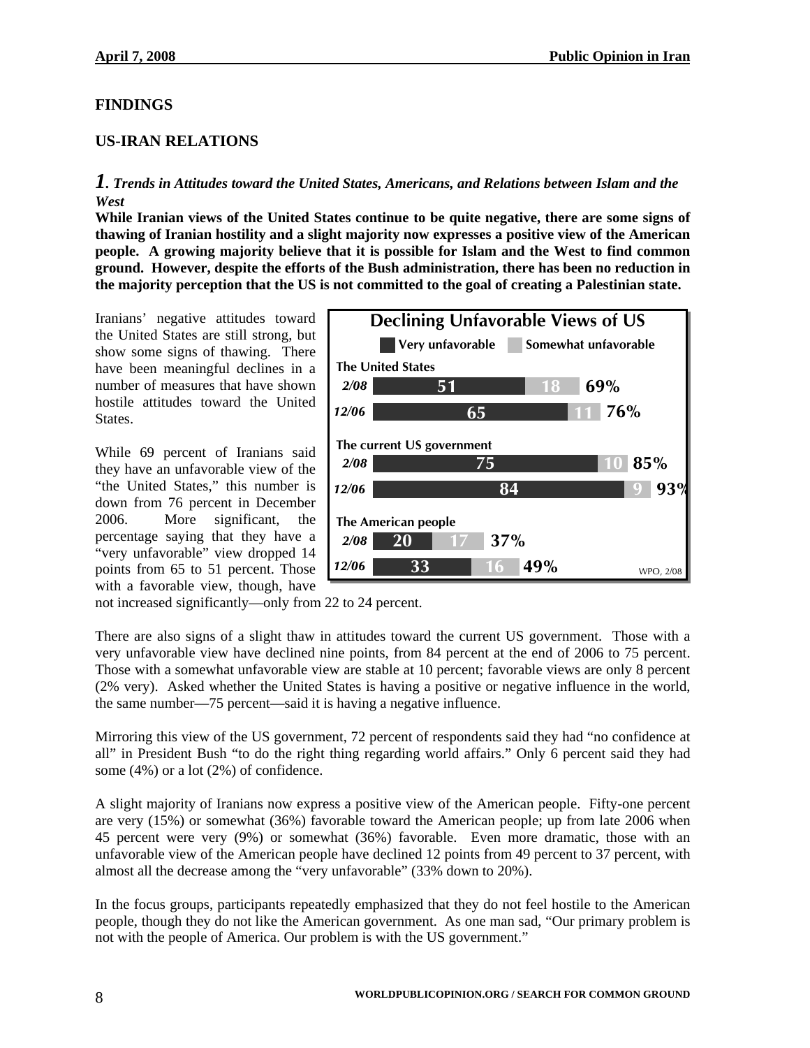## FINDINGS

## US-IRAN RELATIONS

### *1. Trends in Attitudes toward the United States, Americans, and Relations between Islam and the West*

**While Iranian views of the United States continue to be quite negative, there are some signs of thawing of Iranian hostility and a slight majority now expresses a positive view of the American people. A growing majority believe that it is possible for Islam and the West to find common ground. However, despite the efforts of the Bush administration, there has been no reduction in the majority perception that the US is not committed to the goal of creating a Palestinian state.**

Iranians' negative attitudes toward the United States are still strong, but show some signs of thawing. There have been meaningful declines in a number of measures that have shown hostile attitudes toward the United States.

**Declining Unfavorable Views of US**

| | | Very unfavorable | Somewhat unfavorable | Total |
|---|---|---|---|---|
| The United States | 2/08 | 51 | 18 | 69% |
| | 12/06 | 65 | 11 | 76% |
| The current US government | 2/08 | 75 | 10 | 85% |
| | 12/06 | 84 | 9 | 93% |
| The American people | 2/08 | 20 | 17 | 37% |
| | 12/06 | 33 | 16 | 49% |

WPO, 2/08

While 69 percent of Iranians said they have an unfavorable view of the "the United States," this number is down from 76 percent in December 2006. More significant, the percentage saying that they have a "very unfavorable" view dropped 14 points from 65 to 51 percent. Those with a favorable view, though, have not increased significantly—only from 22 to 24 percent.

There are also signs of a slight thaw in attitudes toward the current US government. Those with a very unfavorable view have declined nine points, from 84 percent at the end of 2006 to 75 percent. Those with a somewhat unfavorable view are stable at 10 percent; favorable views are only 8 percent (2% very). Asked whether the United States is having a positive or negative influence in the world, the same number—75 percent—said it is having a negative influence.

Mirroring this view of the US government, 72 percent of respondents said they had "no confidence at all" in President Bush "to do the right thing regarding world affairs." Only 6 percent said they had some (4%) or a lot (2%) of confidence.

A slight majority of Iranians now express a positive view of the American people. Fifty-one percent are very (15%) or somewhat (36%) favorable toward the American people; up from late 2006 when 45 percent were very (9%) or somewhat (36%) favorable. Even more dramatic, those with an unfavorable view of the American people have declined 12 points from 49 percent to 37 percent, with almost all the decrease among the "very unfavorable" (33% down to 20%).

In the focus groups, participants repeatedly emphasized that they do not feel hostile to the American people, though they do not like the American government. As one man sad, "Our primary problem is not with the people of America. Our problem is with the US government."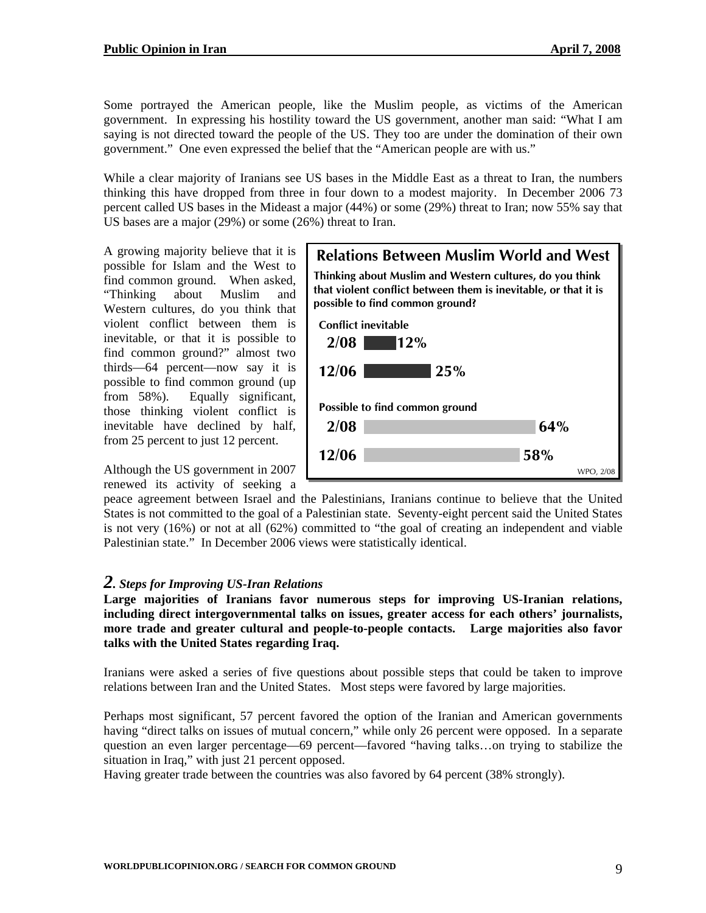Some portrayed the American people, like the Muslim people, as victims of the American government. In expressing his hostility toward the US government, another man said: "What I am saying is not directed toward the people of the US. They too are under the domination of their own government." One even expressed the belief that the "American people are with us."

While a clear majority of Iranians see US bases in the Middle East as a threat to Iran, the numbers thinking this have dropped from three in four down to a modest majority. In December 2006 73 percent called US bases in the Mideast a major (44%) or some (29%) threat to Iran; now 55% say that US bases are a major (29%) or some (26%) threat to Iran.

A growing majority believe that it is possible for Islam and the West to find common ground. When asked, "Thinking about Muslim and Western cultures, do you think that violent conflict between them is inevitable, or that it is possible to find common ground?" almost two thirds—64 percent—now say it is possible to find common ground (up from 58%). Equally significant, those thinking violent conflict is inevitable have declined by half, from 25 percent to just 12 percent.

**Relations Between Muslim World and West**

**Thinking about Muslim and Western cultures, do you think that violent conflict between them is inevitable, or that it is possible to find common ground?**

| | 2/08 | 12/06 |
|---|---|---|
| Conflict inevitable | 12% | 25% |
| Possible to find common ground | 64% | 58% |

WPO, 2/08

Although the US government in 2007 renewed its activity of seeking a peace agreement between Israel and the Palestinians, Iranians continue to believe that the United States is not committed to the goal of a Palestinian state. Seventy-eight percent said the United States is not very (16%) or not at all (62%) committed to "the goal of creating an independent and viable Palestinian state." In December 2006 views were statistically identical.

## *2. Steps for Improving US-Iran Relations*

**Large majorities of Iranians favor numerous steps for improving US-Iranian relations, including direct intergovernmental talks on issues, greater access for each others' journalists, more trade and greater cultural and people-to-people contacts. Large majorities also favor talks with the United States regarding Iraq.**

Iranians were asked a series of five questions about possible steps that could be taken to improve relations between Iran and the United States. Most steps were favored by large majorities.

Perhaps most significant, 57 percent favored the option of the Iranian and American governments having "direct talks on issues of mutual concern," while only 26 percent were opposed. In a separate question an even larger percentage—69 percent—favored "having talks…on trying to stabilize the situation in Iraq," with just 21 percent opposed.

Having greater trade between the countries was also favored by 64 percent (38% strongly).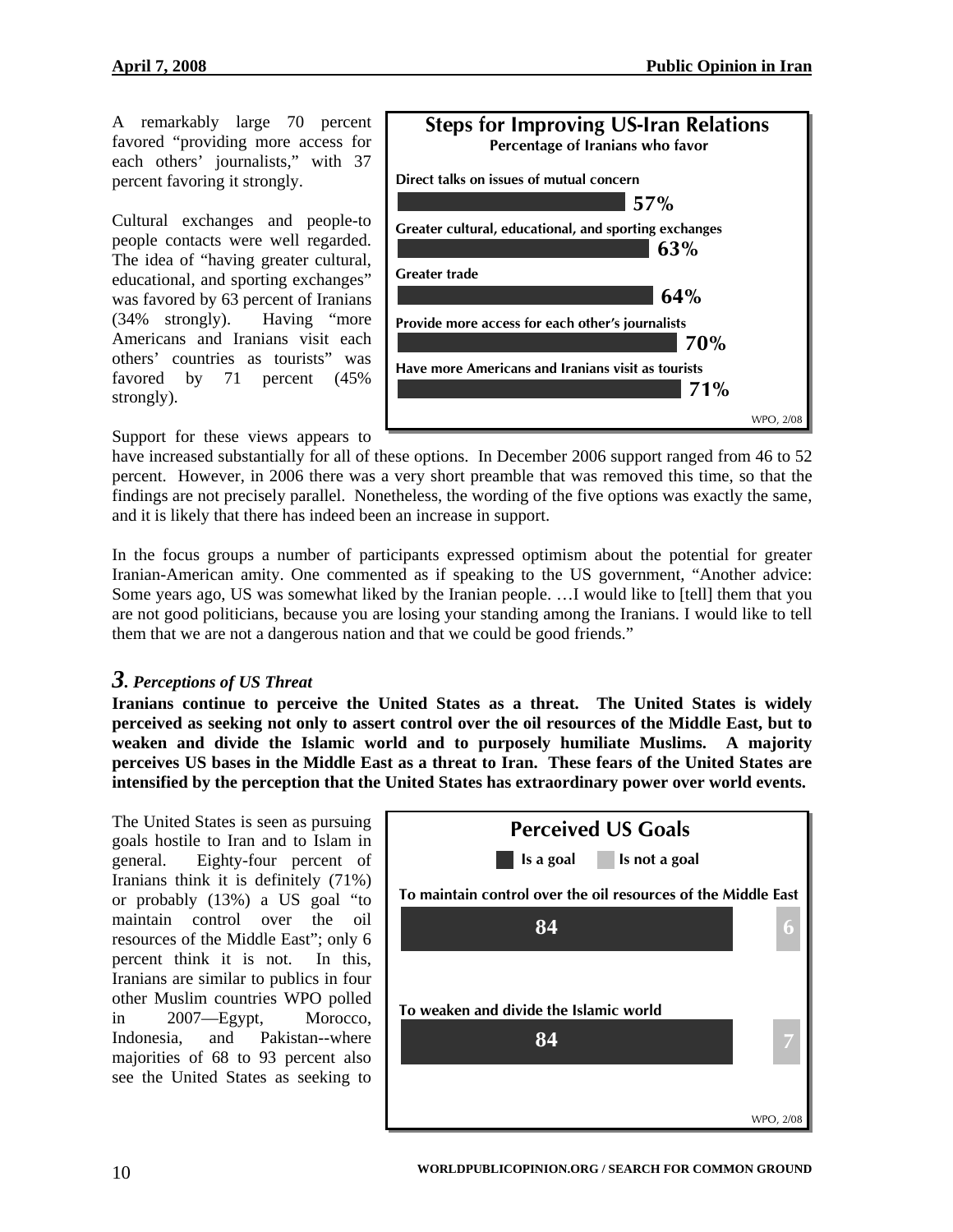A remarkably large 70 percent favored "providing more access for each others' journalists," with 37 percent favoring it strongly.

Cultural exchanges and people-to people contacts were well regarded. The idea of "having greater cultural, educational, and sporting exchanges" was favored by 63 percent of Iranians (34% strongly). Having "more Americans and Iranians visit each others' countries as tourists" was favored by 71 percent (45% strongly).

**Steps for Improving US-Iran Relations**
Percentage of Iranians who favor

| Step | Favor |
|---|---|
| Direct talks on issues of mutual concern | 57% |
| Greater cultural, educational, and sporting exchanges | 63% |
| Greater trade | 64% |
| Provide more access for each other's journalists | 70% |
| Have more Americans and Iranians visit as tourists | 71% |

WPO, 2/08

Support for these views appears to have increased substantially for all of these options. In December 2006 support ranged from 46 to 52 percent. However, in 2006 there was a very short preamble that was removed this time, so that the findings are not precisely parallel. Nonetheless, the wording of the five options was exactly the same, and it is likely that there has indeed been an increase in support.

In the focus groups a number of participants expressed optimism about the potential for greater Iranian-American amity. One commented as if speaking to the US government, "Another advice: Some years ago, US was somewhat liked by the Iranian people. …I would like to [tell] them that you are not good politicians, because you are losing your standing among the Iranians. I would like to tell them that we are not a dangerous nation and that we could be good friends."

## *3. Perceptions of US Threat*

**Iranians continue to perceive the United States as a threat. The United States is widely perceived as seeking not only to assert control over the oil resources of the Middle East, but to weaken and divide the Islamic world and to purposely humiliate Muslims. A majority perceives US bases in the Middle East as a threat to Iran. These fears of the United States are intensified by the perception that the United States has extraordinary power over world events.**

The United States is seen as pursuing goals hostile to Iran and to Islam in general. Eighty-four percent of Iranians think it is definitely (71%) or probably (13%) a US goal "to maintain control over the oil resources of the Middle East"; only 6 percent think it is not. In this, Iranians are similar to publics in four other Muslim countries WPO polled in 2007—Egypt, Morocco, Indonesia, and Pakistan--where majorities of 68 to 93 percent also see the United States as seeking to

**Perceived US Goals**

| Goal | Is a goal | Is not a goal |
|---|---|---|
| To maintain control over the oil resources of the Middle East | 84 | 6 |
| To weaken and divide the Islamic world | 84 | 7 |

WPO, 2/08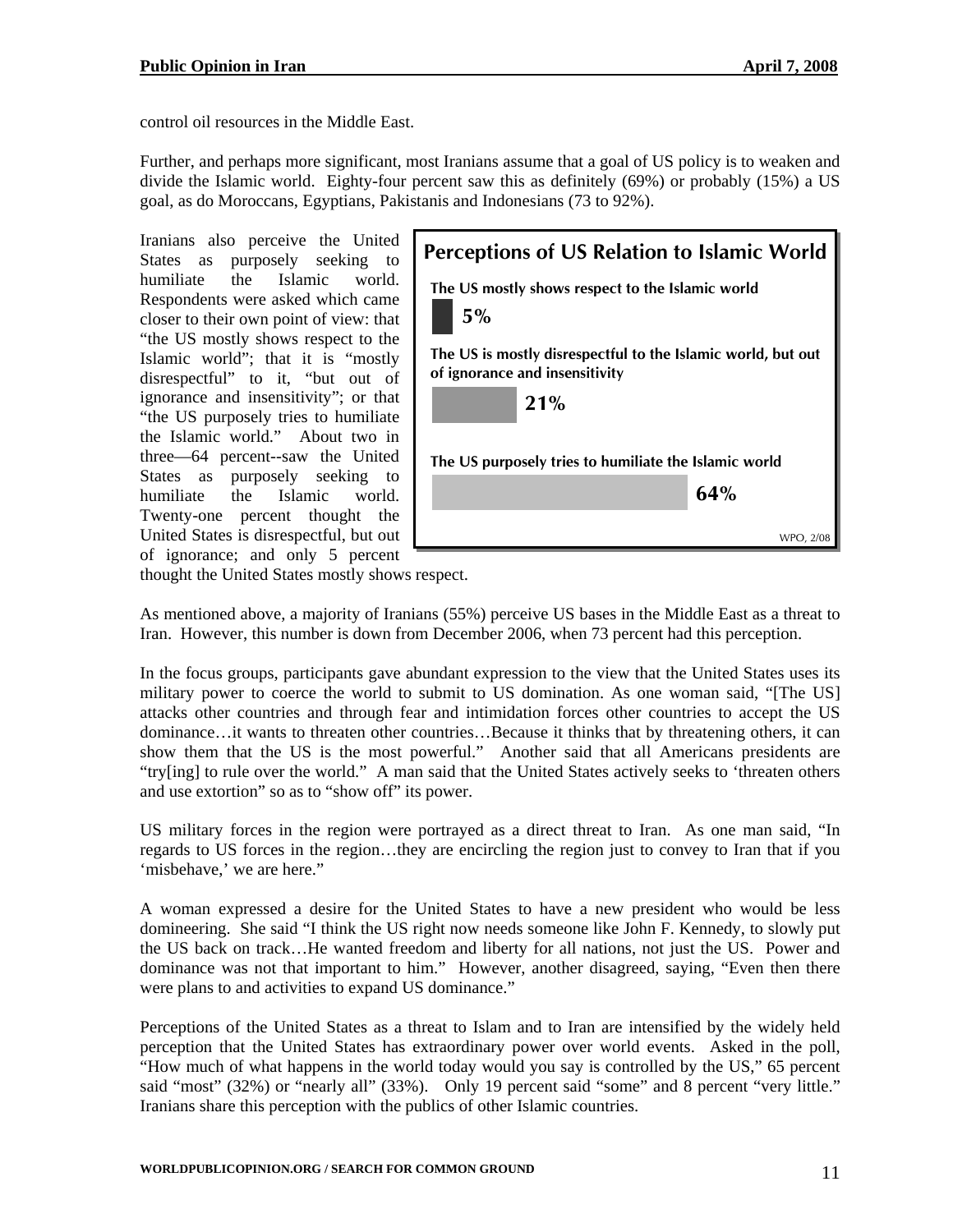control oil resources in the Middle East.

Further, and perhaps more significant, most Iranians assume that a goal of US policy is to weaken and divide the Islamic world. Eighty-four percent saw this as definitely (69%) or probably (15%) a US goal, as do Moroccans, Egyptians, Pakistanis and Indonesians (73 to 92%).

Iranians also perceive the United States as purposely seeking to humiliate the Islamic world. Respondents were asked which came closer to their own point of view: that "the US mostly shows respect to the Islamic world"; that it is "mostly disrespectful" to it, "but out of ignorance and insensitivity"; or that "the US purposely tries to humiliate the Islamic world." About two in three—64 percent--saw the United States as purposely seeking to humiliate the Islamic world. Twenty-one percent thought the United States is disrespectful, but out of ignorance; and only 5 percent thought the United States mostly shows respect.

**Perceptions of US Relation to Islamic World**

| | |
|---|---|
| The US mostly shows respect to the Islamic world | 5% |
| The US is mostly disrespectful to the Islamic world, but out of ignorance and insensitivity | 21% |
| The US purposely tries to humiliate the Islamic world | 64% |

WPO, 2/08

As mentioned above, a majority of Iranians (55%) perceive US bases in the Middle East as a threat to Iran. However, this number is down from December 2006, when 73 percent had this perception.

In the focus groups, participants gave abundant expression to the view that the United States uses its military power to coerce the world to submit to US domination. As one woman said, "[The US] attacks other countries and through fear and intimidation forces other countries to accept the US dominance…it wants to threaten other countries…Because it thinks that by threatening others, it can show them that the US is the most powerful." Another said that all Americans presidents are "try[ing] to rule over the world." A man said that the United States actively seeks to 'threaten others and use extortion" so as to "show off" its power.

US military forces in the region were portrayed as a direct threat to Iran. As one man said, "In regards to US forces in the region…they are encircling the region just to convey to Iran that if you 'misbehave,' we are here."

A woman expressed a desire for the United States to have a new president who would be less domineering. She said "I think the US right now needs someone like John F. Kennedy, to slowly put the US back on track…He wanted freedom and liberty for all nations, not just the US. Power and dominance was not that important to him." However, another disagreed, saying, "Even then there were plans to and activities to expand US dominance."

Perceptions of the United States as a threat to Islam and to Iran are intensified by the widely held perception that the United States has extraordinary power over world events. Asked in the poll, "How much of what happens in the world today would you say is controlled by the US," 65 percent said "most" (32%) or "nearly all" (33%). Only 19 percent said "some" and 8 percent "very little." Iranians share this perception with the publics of other Islamic countries.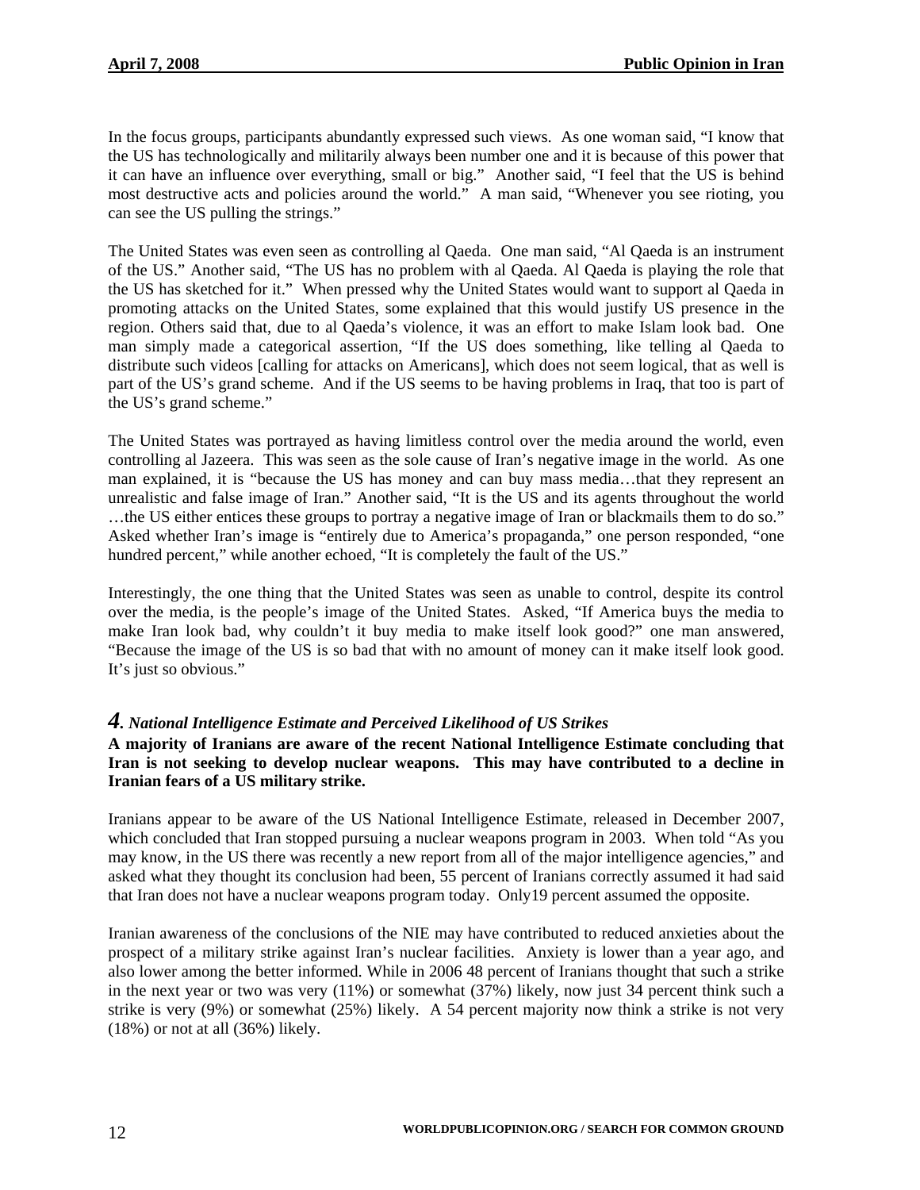In the focus groups, participants abundantly expressed such views. As one woman said, "I know that the US has technologically and militarily always been number one and it is because of this power that it can have an influence over everything, small or big." Another said, "I feel that the US is behind most destructive acts and policies around the world." A man said, "Whenever you see rioting, you can see the US pulling the strings."

The United States was even seen as controlling al Qaeda. One man said, "Al Qaeda is an instrument of the US." Another said, "The US has no problem with al Qaeda. Al Qaeda is playing the role that the US has sketched for it." When pressed why the United States would want to support al Qaeda in promoting attacks on the United States, some explained that this would justify US presence in the region. Others said that, due to al Qaeda's violence, it was an effort to make Islam look bad. One man simply made a categorical assertion, "If the US does something, like telling al Qaeda to distribute such videos [calling for attacks on Americans], which does not seem logical, that as well is part of the US's grand scheme. And if the US seems to be having problems in Iraq, that too is part of the US's grand scheme."

The United States was portrayed as having limitless control over the media around the world, even controlling al Jazeera. This was seen as the sole cause of Iran's negative image in the world. As one man explained, it is "because the US has money and can buy mass media…that they represent an unrealistic and false image of Iran." Another said, "It is the US and its agents throughout the world …the US either entices these groups to portray a negative image of Iran or blackmails them to do so." Asked whether Iran's image is "entirely due to America's propaganda," one person responded, "one hundred percent," while another echoed, "It is completely the fault of the US."

Interestingly, the one thing that the United States was seen as unable to control, despite its control over the media, is the people's image of the United States. Asked, "If America buys the media to make Iran look bad, why couldn't it buy media to make itself look good?" one man answered, "Because the image of the US is so bad that with no amount of money can it make itself look good. It's just so obvious."

### *4. National Intelligence Estimate and Perceived Likelihood of US Strikes*

**A majority of Iranians are aware of the recent National Intelligence Estimate concluding that Iran is not seeking to develop nuclear weapons. This may have contributed to a decline in Iranian fears of a US military strike.**

Iranians appear to be aware of the US National Intelligence Estimate, released in December 2007, which concluded that Iran stopped pursuing a nuclear weapons program in 2003. When told "As you may know, in the US there was recently a new report from all of the major intelligence agencies," and asked what they thought its conclusion had been, 55 percent of Iranians correctly assumed it had said that Iran does not have a nuclear weapons program today. Only19 percent assumed the opposite.

Iranian awareness of the conclusions of the NIE may have contributed to reduced anxieties about the prospect of a military strike against Iran's nuclear facilities. Anxiety is lower than a year ago, and also lower among the better informed. While in 2006 48 percent of Iranians thought that such a strike in the next year or two was very (11%) or somewhat (37%) likely, now just 34 percent think such a strike is very (9%) or somewhat (25%) likely. A 54 percent majority now think a strike is not very (18%) or not at all (36%) likely.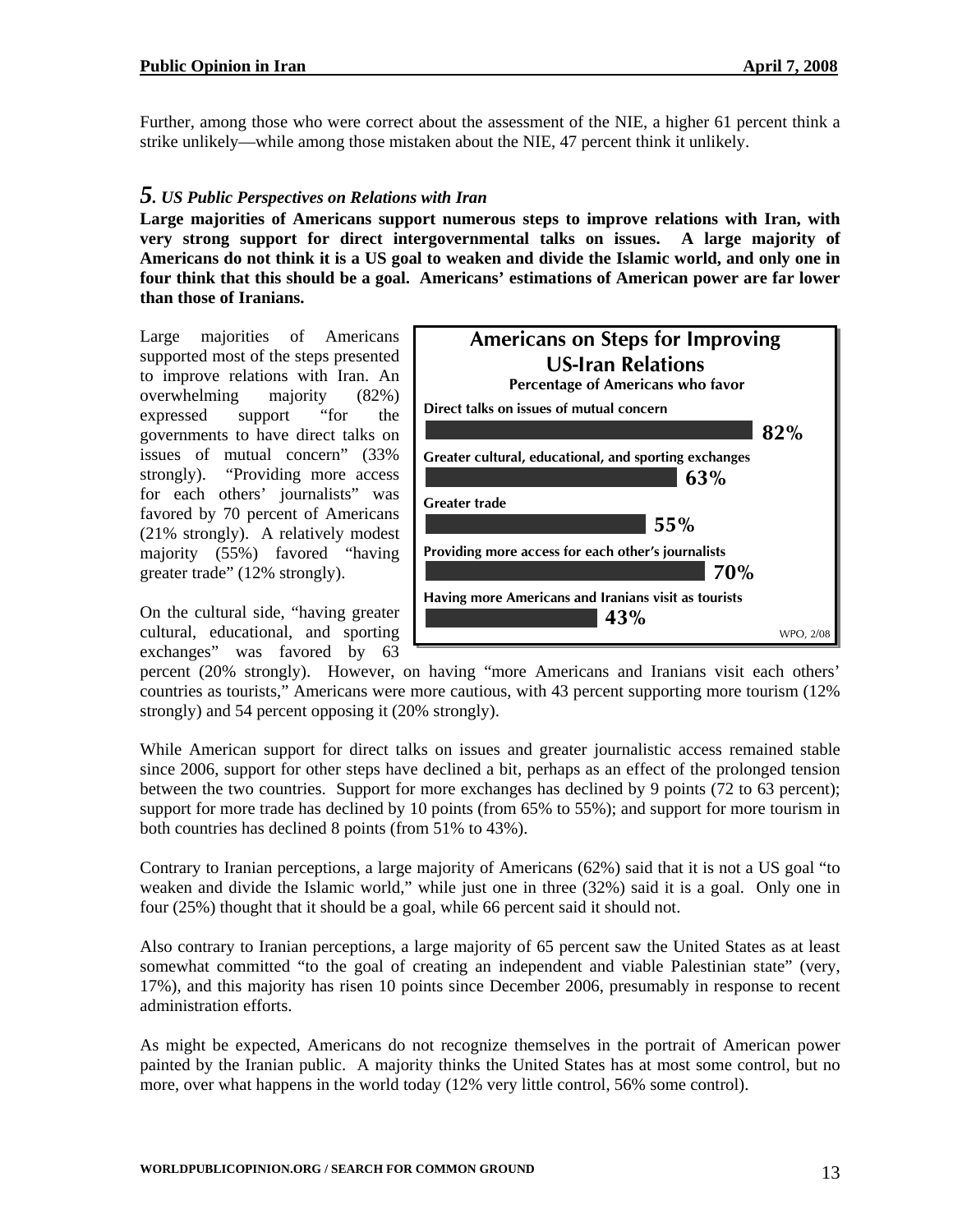Further, among those who were correct about the assessment of the NIE, a higher 61 percent think a strike unlikely—while among those mistaken about the NIE, 47 percent think it unlikely.

## *5. US Public Perspectives on Relations with Iran*

**Large majorities of Americans support numerous steps to improve relations with Iran, with very strong support for direct intergovernmental talks on issues. A large majority of Americans do not think it is a US goal to weaken and divide the Islamic world, and only one in four think that this should be a goal. Americans' estimations of American power are far lower than those of Iranians.**

Large majorities of Americans supported most of the steps presented to improve relations with Iran. An overwhelming majority (82%) expressed support "for the governments to have direct talks on issues of mutual concern" (33% strongly). "Providing more access for each others' journalists" was favored by 70 percent of Americans (21% strongly). A relatively modest majority (55%) favored "having greater trade" (12% strongly).

**Americans on Steps for Improving US-Iran Relations**
Percentage of Americans who favor

| Step | % |
|---|---|
| Direct talks on issues of mutual concern | 82% |
| Greater cultural, educational, and sporting exchanges | 63% |
| Greater trade | 55% |
| Providing more access for each other's journalists | 70% |
| Having more Americans and Iranians visit as tourists | 43% |

WPO, 2/08

On the cultural side, "having greater cultural, educational, and sporting exchanges" was favored by 63 percent (20% strongly). However, on having "more Americans and Iranians visit each others' countries as tourists," Americans were more cautious, with 43 percent supporting more tourism (12% strongly) and 54 percent opposing it (20% strongly).

While American support for direct talks on issues and greater journalistic access remained stable since 2006, support for other steps have declined a bit, perhaps as an effect of the prolonged tension between the two countries. Support for more exchanges has declined by 9 points (72 to 63 percent); support for more trade has declined by 10 points (from 65% to 55%); and support for more tourism in both countries has declined 8 points (from 51% to 43%).

Contrary to Iranian perceptions, a large majority of Americans (62%) said that it is not a US goal "to weaken and divide the Islamic world," while just one in three (32%) said it is a goal. Only one in four (25%) thought that it should be a goal, while 66 percent said it should not.

Also contrary to Iranian perceptions, a large majority of 65 percent saw the United States as at least somewhat committed "to the goal of creating an independent and viable Palestinian state" (very, 17%), and this majority has risen 10 points since December 2006, presumably in response to recent administration efforts.

As might be expected, Americans do not recognize themselves in the portrait of American power painted by the Iranian public. A majority thinks the United States has at most some control, but no more, over what happens in the world today (12% very little control, 56% some control).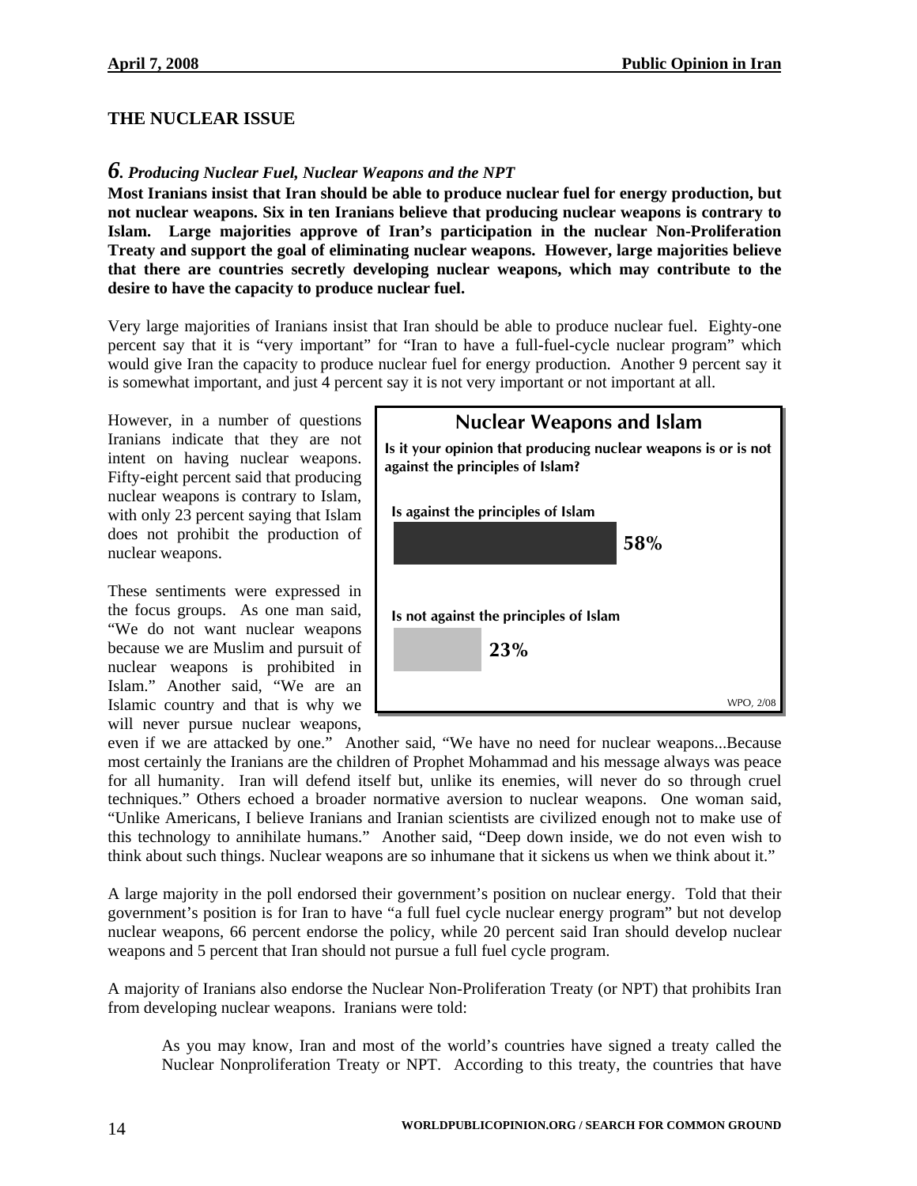## THE NUCLEAR ISSUE

### *6. Producing Nuclear Fuel, Nuclear Weapons and the NPT*

**Most Iranians insist that Iran should be able to produce nuclear fuel for energy production, but not nuclear weapons. Six in ten Iranians believe that producing nuclear weapons is contrary to Islam. Large majorities approve of Iran's participation in the nuclear Non-Proliferation Treaty and support the goal of eliminating nuclear weapons. However, large majorities believe that there are countries secretly developing nuclear weapons, which may contribute to the desire to have the capacity to produce nuclear fuel.**

Very large majorities of Iranians insist that Iran should be able to produce nuclear fuel. Eighty-one percent say that it is "very important" for "Iran to have a full-fuel-cycle nuclear program" which would give Iran the capacity to produce nuclear fuel for energy production. Another 9 percent say it is somewhat important, and just 4 percent say it is not very important or not important at all.

However, in a number of questions Iranians indicate that they are not intent on having nuclear weapons. Fifty-eight percent said that producing nuclear weapons is contrary to Islam, with only 23 percent saying that Islam does not prohibit the production of nuclear weapons.

**Nuclear Weapons and Islam**

**Is it your opinion that producing nuclear weapons is or is not against the principles of Islam?**

| Response | % |
|---|---|
| Is against the principles of Islam | 58% |
| Is not against the principles of Islam | 23% |

WPO, 2/08

These sentiments were expressed in the focus groups. As one man said, "We do not want nuclear weapons because we are Muslim and pursuit of nuclear weapons is prohibited in Islam." Another said, "We are an Islamic country and that is why we will never pursue nuclear weapons, even if we are attacked by one." Another said, "We have no need for nuclear weapons...Because most certainly the Iranians are the children of Prophet Mohammad and his message always was peace for all humanity. Iran will defend itself but, unlike its enemies, will never do so through cruel techniques." Others echoed a broader normative aversion to nuclear weapons. One woman said, "Unlike Americans, I believe Iranians and Iranian scientists are civilized enough not to make use of this technology to annihilate humans." Another said, "Deep down inside, we do not even wish to think about such things. Nuclear weapons are so inhumane that it sickens us when we think about it."

A large majority in the poll endorsed their government's position on nuclear energy. Told that their government's position is for Iran to have "a full fuel cycle nuclear energy program" but not develop nuclear weapons, 66 percent endorse the policy, while 20 percent said Iran should develop nuclear weapons and 5 percent that Iran should not pursue a full fuel cycle program.

A majority of Iranians also endorse the Nuclear Non-Proliferation Treaty (or NPT) that prohibits Iran from developing nuclear weapons. Iranians were told:

> As you may know, Iran and most of the world's countries have signed a treaty called the Nuclear Nonproliferation Treaty or NPT. According to this treaty, the countries that have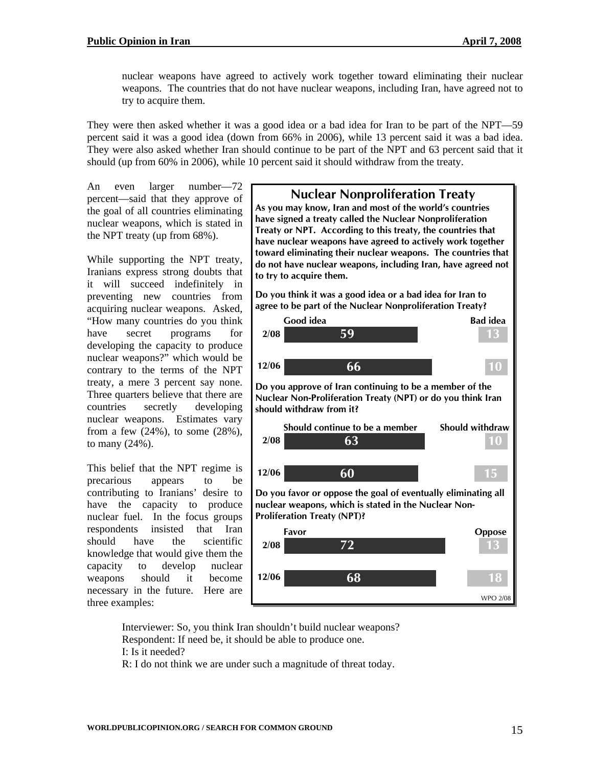nuclear weapons have agreed to actively work together toward eliminating their nuclear weapons. The countries that do not have nuclear weapons, including Iran, have agreed not to try to acquire them.

They were then asked whether it was a good idea or a bad idea for Iran to be part of the NPT—59 percent said it was a good idea (down from 66% in 2006), while 13 percent said it was a bad idea. They were also asked whether Iran should continue to be part of the NPT and 63 percent said that it should (up from 60% in 2006), while 10 percent said it should withdraw from the treaty.

An even larger number—72 percent—said that they approve of the goal of all countries eliminating nuclear weapons, which is stated in the NPT treaty (up from 68%).

While supporting the NPT treaty, Iranians express strong doubts that it will succeed indefinitely in preventing new countries from acquiring nuclear weapons. Asked, "How many countries do you think have secret programs for developing the capacity to produce nuclear weapons?" which would be contrary to the terms of the NPT treaty, a mere 3 percent say none. Three quarters believe that there are countries secretly developing nuclear weapons. Estimates vary from a few (24%), to some (28%), to many (24%).

This belief that the NPT regime is precarious appears to be contributing to Iranians' desire to have the capacity to produce nuclear fuel. In the focus groups respondents insisted that Iran should have the scientific knowledge that would give them the capacity to develop nuclear weapons should it become necessary in the future. Here are three examples:

**Nuclear Nonproliferation Treaty**

**As you may know, Iran and most of the world's countries have signed a treaty called the Nuclear Nonproliferation Treaty or NPT. According to this treaty, the countries that have nuclear weapons have agreed to actively work together toward eliminating their nuclear weapons. The countries that do not have nuclear weapons, including Iran, have agreed not to try to acquire them.**

**Do you think it was a good idea or a bad idea for Iran to agree to be part of the Nuclear Nonproliferation Treaty?**

| | Good idea | Bad idea |
|---|---|---|
| 2/08 | 59 | 13 |
| 12/06 | 66 | 10 |

**Do you approve of Iran continuing to be a member of the Nuclear Non-Proliferation Treaty (NPT) or do you think Iran should withdraw from it?**

| | Should continue to be a member | Should withdraw |
|---|---|---|
| 2/08 | 63 | 10 |
| 12/06 | 60 | 15 |

**Do you favor or oppose the goal of eventually eliminating all nuclear weapons, which is stated in the Nuclear Non-Proliferation Treaty (NPT)?**

| | Favor | Oppose |
|---|---|---|
| 2/08 | 72 | 13 |
| 12/06 | 68 | 18 |

WPO 2/08

Interviewer: So, you think Iran shouldn't build nuclear weapons?
Respondent: If need be, it should be able to produce one.
I: Is it needed?
R: I do not think we are under such a magnitude of threat today.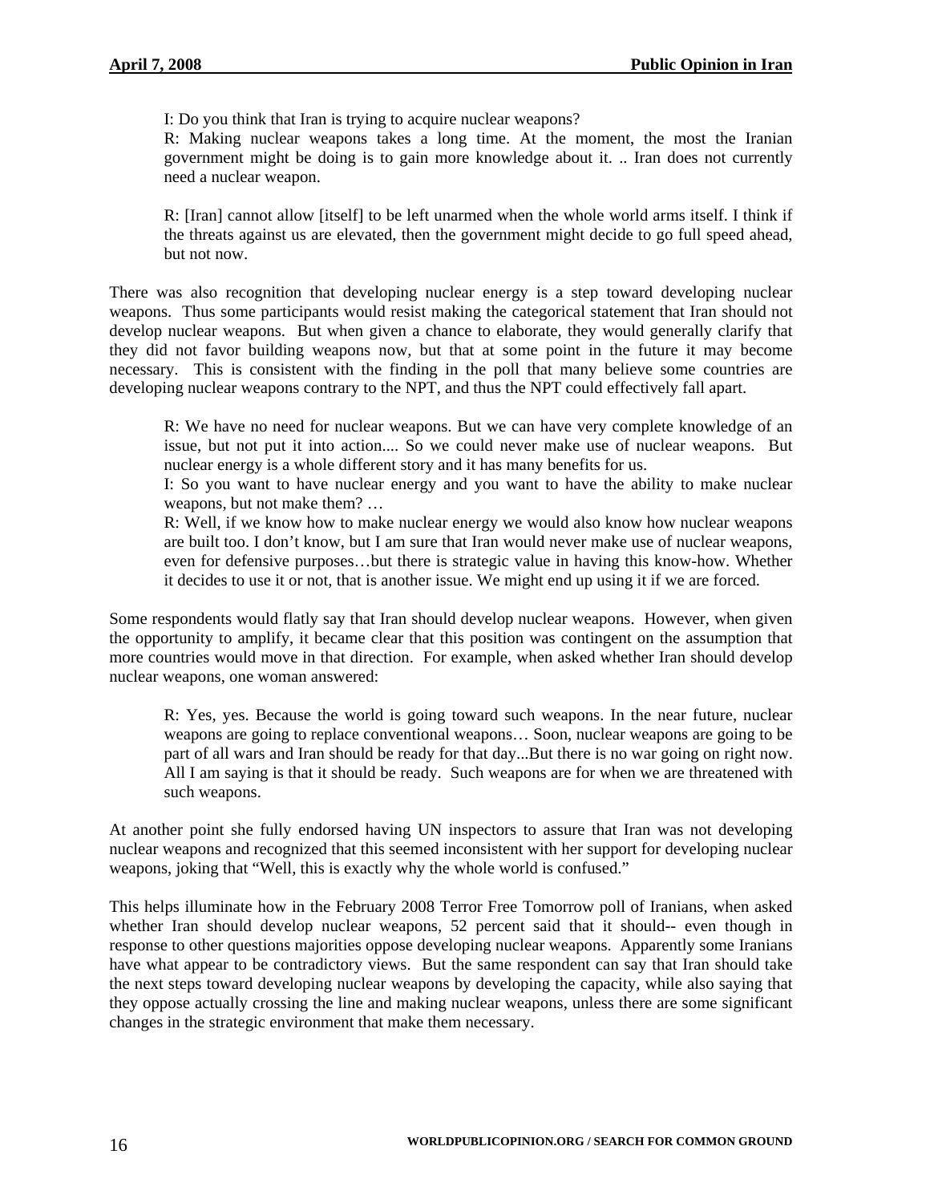> I: Do you think that Iran is trying to acquire nuclear weapons?
> R: Making nuclear weapons takes a long time. At the moment, the most the Iranian government might be doing is to gain more knowledge about it. .. Iran does not currently need a nuclear weapon.
>
> R: [Iran] cannot allow [itself] to be left unarmed when the whole world arms itself. I think if the threats against us are elevated, then the government might decide to go full speed ahead, but not now.

There was also recognition that developing nuclear energy is a step toward developing nuclear weapons. Thus some participants would resist making the categorical statement that Iran should not develop nuclear weapons. But when given a chance to elaborate, they would generally clarify that they did not favor building weapons now, but that at some point in the future it may become necessary. This is consistent with the finding in the poll that many believe some countries are developing nuclear weapons contrary to the NPT, and thus the NPT could effectively fall apart.

> R: We have no need for nuclear weapons. But we can have very complete knowledge of an issue, but not put it into action.... So we could never make use of nuclear weapons. But nuclear energy is a whole different story and it has many benefits for us.
> I: So you want to have nuclear energy and you want to have the ability to make nuclear weapons, but not make them? …
> R: Well, if we know how to make nuclear energy we would also know how nuclear weapons are built too. I don't know, but I am sure that Iran would never make use of nuclear weapons, even for defensive purposes…but there is strategic value in having this know-how. Whether it decides to use it or not, that is another issue. We might end up using it if we are forced.

Some respondents would flatly say that Iran should develop nuclear weapons. However, when given the opportunity to amplify, it became clear that this position was contingent on the assumption that more countries would move in that direction. For example, when asked whether Iran should develop nuclear weapons, one woman answered:

> R: Yes, yes. Because the world is going toward such weapons. In the near future, nuclear weapons are going to replace conventional weapons… Soon, nuclear weapons are going to be part of all wars and Iran should be ready for that day...But there is no war going on right now. All I am saying is that it should be ready. Such weapons are for when we are threatened with such weapons.

At another point she fully endorsed having UN inspectors to assure that Iran was not developing nuclear weapons and recognized that this seemed inconsistent with her support for developing nuclear weapons, joking that "Well, this is exactly why the whole world is confused."

This helps illuminate how in the February 2008 Terror Free Tomorrow poll of Iranians, when asked whether Iran should develop nuclear weapons, 52 percent said that it should-- even though in response to other questions majorities oppose developing nuclear weapons. Apparently some Iranians have what appear to be contradictory views. But the same respondent can say that Iran should take the next steps toward developing nuclear weapons by developing the capacity, while also saying that they oppose actually crossing the line and making nuclear weapons, unless there are some significant changes in the strategic environment that make them necessary.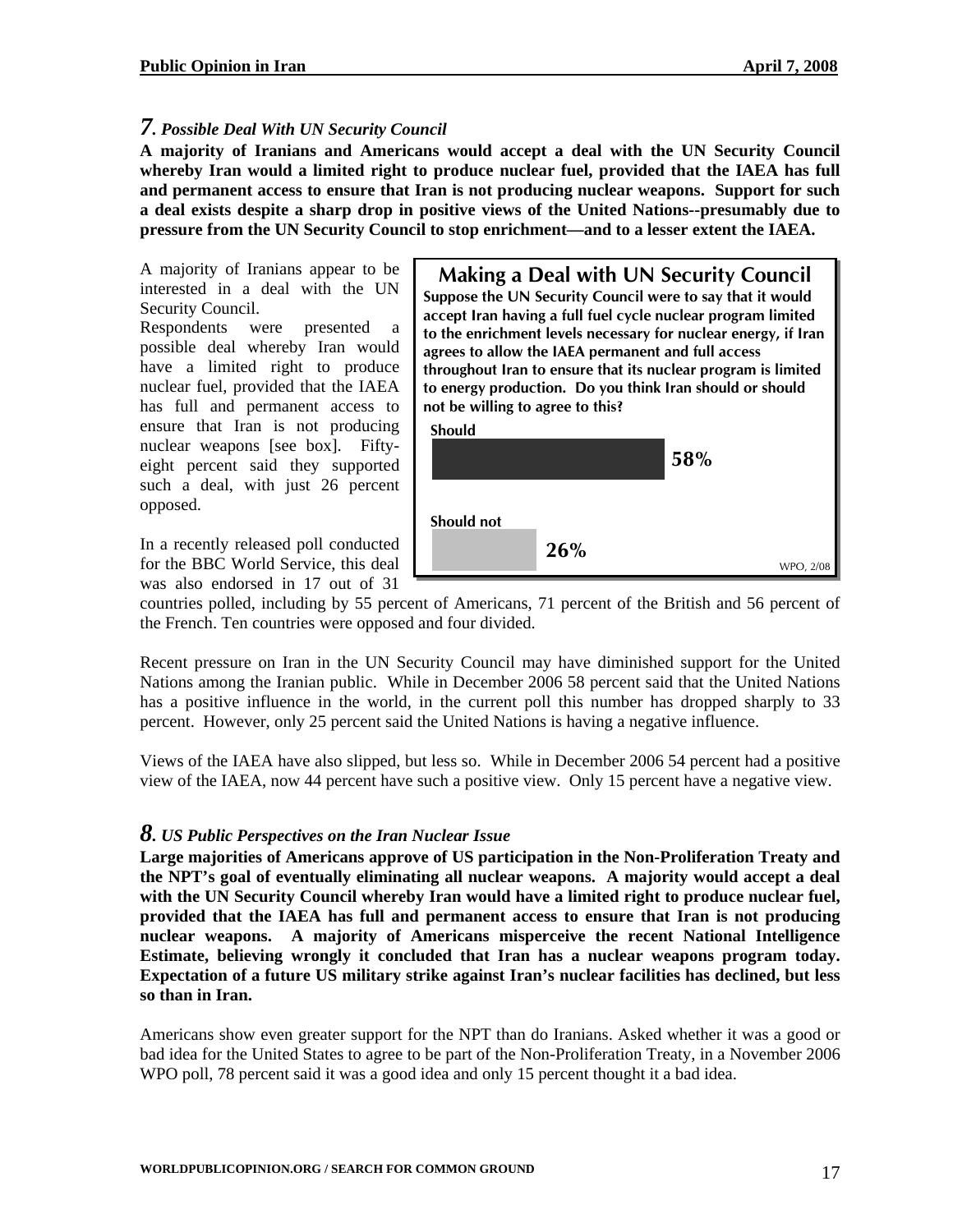## *7. Possible Deal With UN Security Council*

**A majority of Iranians and Americans would accept a deal with the UN Security Council whereby Iran would a limited right to produce nuclear fuel, provided that the IAEA has full and permanent access to ensure that Iran is not producing nuclear weapons. Support for such a deal exists despite a sharp drop in positive views of the United Nations--presumably due to pressure from the UN Security Council to stop enrichment—and to a lesser extent the IAEA.**

A majority of Iranians appear to be interested in a deal with the UN Security Council.
Respondents were presented a possible deal whereby Iran would have a limited right to produce nuclear fuel, provided that the IAEA has full and permanent access to ensure that Iran is not producing nuclear weapons [see box]. Fifty-eight percent said they supported such a deal, with just 26 percent opposed.

**Making a Deal with UN Security Council**

**Suppose the UN Security Council were to say that it would accept Iran having a full fuel cycle nuclear program limited to the enrichment levels necessary for nuclear energy, if Iran agrees to allow the IAEA permanent and full access throughout Iran to ensure that its nuclear program is limited to energy production. Do you think Iran should or should not be willing to agree to this?**

| | |
|---|---|
| Should | 58% |
| Should not | 26% |

WPO, 2/08

In a recently released poll conducted for the BBC World Service, this deal was also endorsed in 17 out of 31 countries polled, including by 55 percent of Americans, 71 percent of the British and 56 percent of the French. Ten countries were opposed and four divided.

Recent pressure on Iran in the UN Security Council may have diminished support for the United Nations among the Iranian public. While in December 2006 58 percent said that the United Nations has a positive influence in the world, in the current poll this number has dropped sharply to 33 percent. However, only 25 percent said the United Nations is having a negative influence.

Views of the IAEA have also slipped, but less so. While in December 2006 54 percent had a positive view of the IAEA, now 44 percent have such a positive view. Only 15 percent have a negative view.

## *8. US Public Perspectives on the Iran Nuclear Issue*

**Large majorities of Americans approve of US participation in the Non-Proliferation Treaty and the NPT's goal of eventually eliminating all nuclear weapons. A majority would accept a deal with the UN Security Council whereby Iran would have a limited right to produce nuclear fuel, provided that the IAEA has full and permanent access to ensure that Iran is not producing nuclear weapons. A majority of Americans misperceive the recent National Intelligence Estimate, believing wrongly it concluded that Iran has a nuclear weapons program today. Expectation of a future US military strike against Iran's nuclear facilities has declined, but less so than in Iran.**

Americans show even greater support for the NPT than do Iranians. Asked whether it was a good or bad idea for the United States to agree to be part of the Non-Proliferation Treaty, in a November 2006 WPO poll, 78 percent said it was a good idea and only 15 percent thought it a bad idea.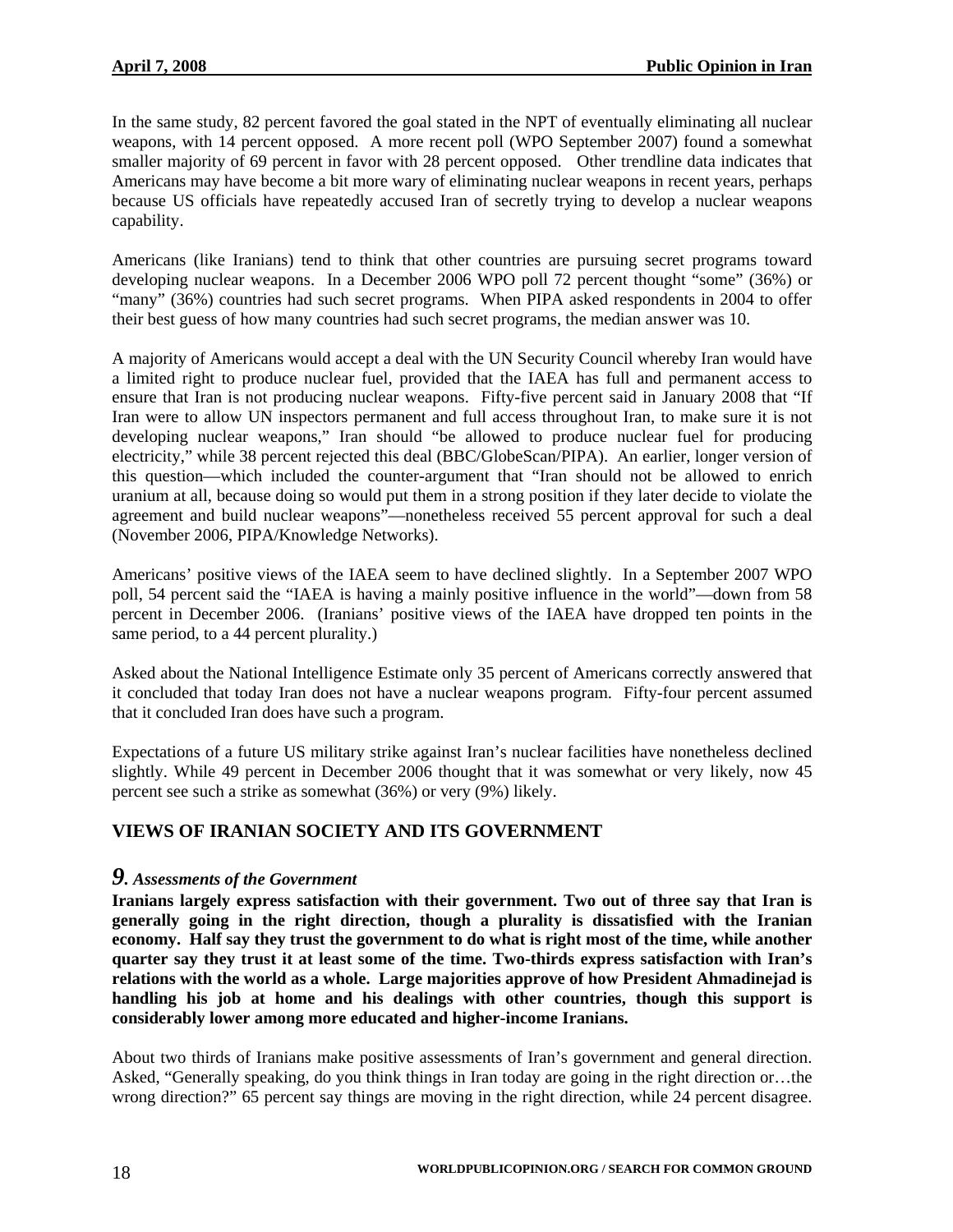In the same study, 82 percent favored the goal stated in the NPT of eventually eliminating all nuclear weapons, with 14 percent opposed. A more recent poll (WPO September 2007) found a somewhat smaller majority of 69 percent in favor with 28 percent opposed. Other trendline data indicates that Americans may have become a bit more wary of eliminating nuclear weapons in recent years, perhaps because US officials have repeatedly accused Iran of secretly trying to develop a nuclear weapons capability.

Americans (like Iranians) tend to think that other countries are pursuing secret programs toward developing nuclear weapons. In a December 2006 WPO poll 72 percent thought "some" (36%) or "many" (36%) countries had such secret programs. When PIPA asked respondents in 2004 to offer their best guess of how many countries had such secret programs, the median answer was 10.

A majority of Americans would accept a deal with the UN Security Council whereby Iran would have a limited right to produce nuclear fuel, provided that the IAEA has full and permanent access to ensure that Iran is not producing nuclear weapons. Fifty-five percent said in January 2008 that "If Iran were to allow UN inspectors permanent and full access throughout Iran, to make sure it is not developing nuclear weapons," Iran should "be allowed to produce nuclear fuel for producing electricity," while 38 percent rejected this deal (BBC/GlobeScan/PIPA). An earlier, longer version of this question—which included the counter-argument that "Iran should not be allowed to enrich uranium at all, because doing so would put them in a strong position if they later decide to violate the agreement and build nuclear weapons"—nonetheless received 55 percent approval for such a deal (November 2006, PIPA/Knowledge Networks).

Americans' positive views of the IAEA seem to have declined slightly. In a September 2007 WPO poll, 54 percent said the "IAEA is having a mainly positive influence in the world"—down from 58 percent in December 2006. (Iranians' positive views of the IAEA have dropped ten points in the same period, to a 44 percent plurality.)

Asked about the National Intelligence Estimate only 35 percent of Americans correctly answered that it concluded that today Iran does not have a nuclear weapons program. Fifty-four percent assumed that it concluded Iran does have such a program.

Expectations of a future US military strike against Iran's nuclear facilities have nonetheless declined slightly. While 49 percent in December 2006 thought that it was somewhat or very likely, now 45 percent see such a strike as somewhat (36%) or very (9%) likely.

## VIEWS OF IRANIAN SOCIETY AND ITS GOVERNMENT

### *9. Assessments of the Government*

**Iranians largely express satisfaction with their government. Two out of three say that Iran is generally going in the right direction, though a plurality is dissatisfied with the Iranian economy. Half say they trust the government to do what is right most of the time, while another quarter say they trust it at least some of the time. Two-thirds express satisfaction with Iran's relations with the world as a whole. Large majorities approve of how President Ahmadinejad is handling his job at home and his dealings with other countries, though this support is considerably lower among more educated and higher-income Iranians.**

About two thirds of Iranians make positive assessments of Iran's government and general direction. Asked, "Generally speaking, do you think things in Iran today are going in the right direction or…the wrong direction?" 65 percent say things are moving in the right direction, while 24 percent disagree.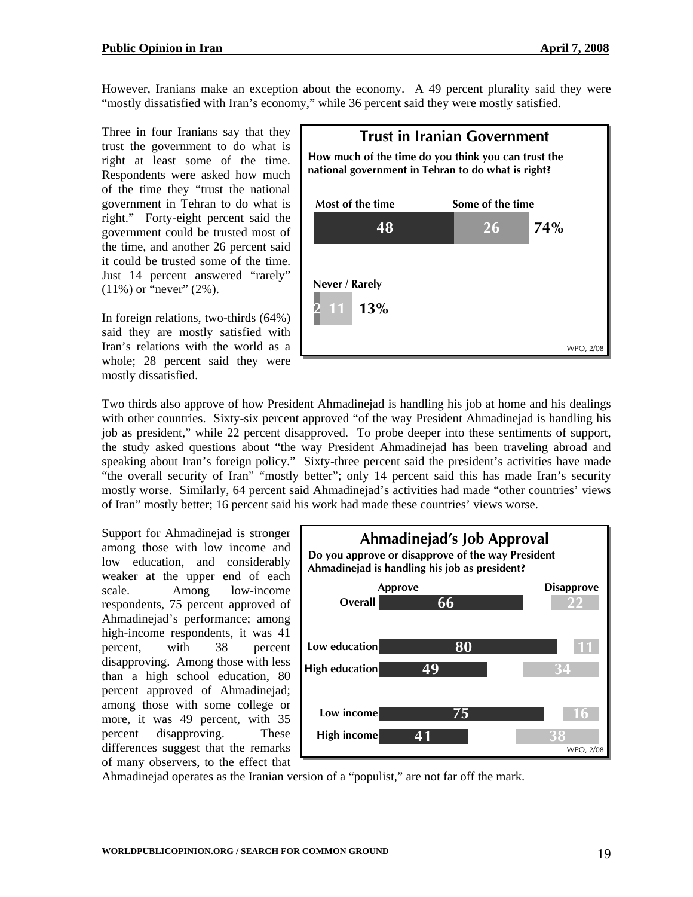However, Iranians make an exception about the economy. A 49 percent plurality said they were "mostly dissatisfied with Iran's economy," while 36 percent said they were mostly satisfied.

Three in four Iranians say that they trust the government to do what is right at least some of the time. Respondents were asked how much of the time they "trust the national government in Tehran to do what is right." Forty-eight percent said the government could be trusted most of the time, and another 26 percent said it could be trusted some of the time. Just 14 percent answered "rarely" (11%) or "never" (2%).

**Trust in Iranian Government**

**How much of the time do you think you can trust the national government in Tehran to do what is right?**

| | Most of the time | Some of the time | Total |
|---|---|---|---|
| | 48 | 26 | 74% |

| | Never | Rarely | Total |
|---|---|---|---|
| Never / Rarely | 2 | 11 | 13% |

WPO, 2/08

In foreign relations, two-thirds (64%) said they are mostly satisfied with Iran's relations with the world as a whole; 28 percent said they were mostly dissatisfied.

Two thirds also approve of how President Ahmadinejad is handling his job at home and his dealings with other countries. Sixty-six percent approved "of the way President Ahmadinejad is handling his job as president," while 22 percent disapproved. To probe deeper into these sentiments of support, the study asked questions about "the way President Ahmadinejad has been traveling abroad and speaking about Iran's foreign policy." Sixty-three percent said the president's activities have made "the overall security of Iran" "mostly better"; only 14 percent said this has made Iran's security mostly worse. Similarly, 64 percent said Ahmadinejad's activities had made "other countries' views of Iran" mostly better; 16 percent said his work had made these countries' views worse.

Support for Ahmadinejad is stronger among those with low income and low education, and considerably weaker at the upper end of each scale. Among low-income respondents, 75 percent approved of Ahmadinejad's performance; among high-income respondents, it was 41 percent, with 38 percent disapproving. Among those with less than a high school education, 80 percent approved of Ahmadinejad; among those with some college or more, it was 49 percent, with 35 percent disapproving. These differences suggest that the remarks of many observers, to the effect that Ahmadinejad operates as the Iranian version of a "populist," are not far off the mark.

**Ahmadinejad's Job Approval**

**Do you approve or disapprove of the way President Ahmadinejad is handling his job as president?**

| | Approve | Disapprove |
|---|---|---|
| Overall | 66 | 22 |
| Low education | 80 | 11 |
| High education | 49 | 34 |
| Low income | 75 | 16 |
| High income | 41 | 38 |

WPO, 2/08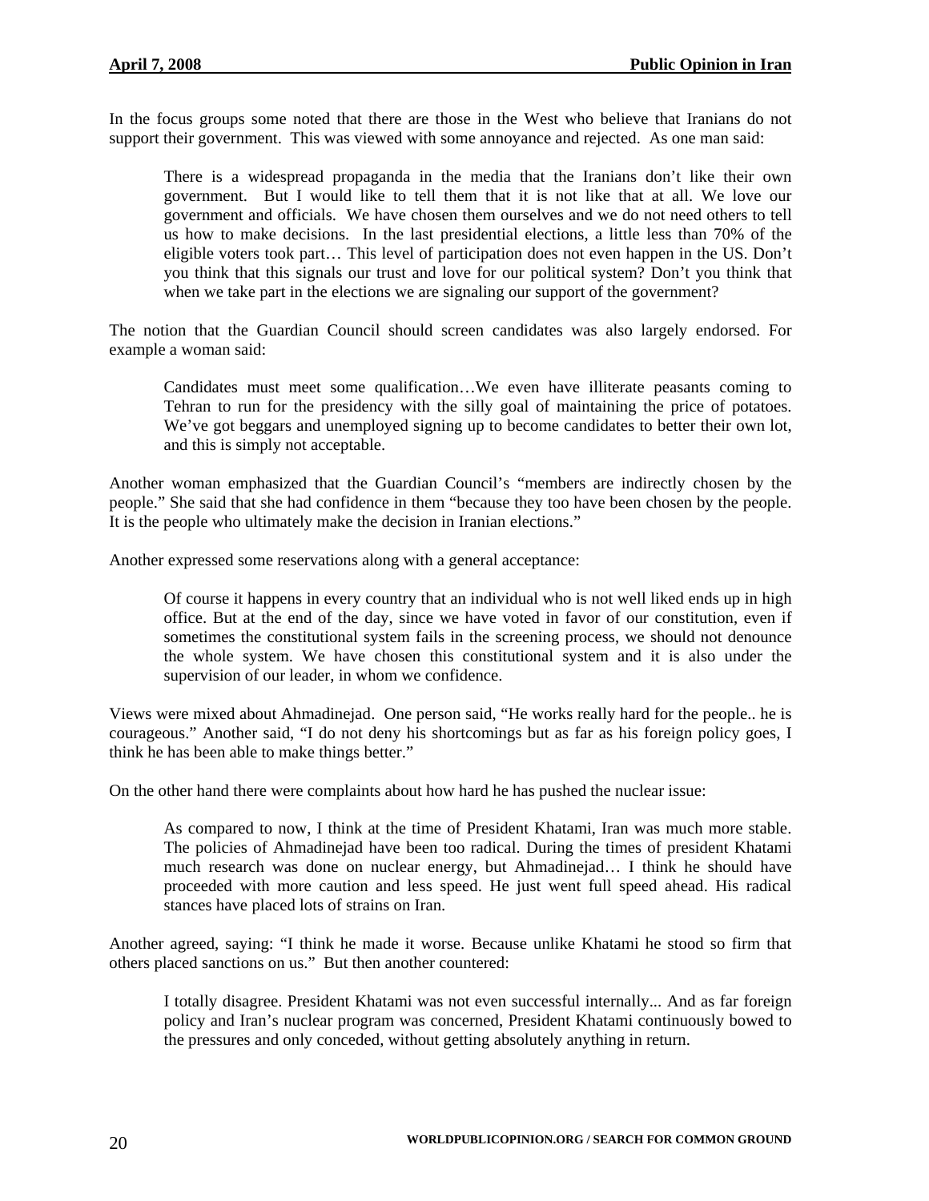In the focus groups some noted that there are those in the West who believe that Iranians do not support their government. This was viewed with some annoyance and rejected. As one man said:

> There is a widespread propaganda in the media that the Iranians don't like their own government. But I would like to tell them that it is not like that at all. We love our government and officials. We have chosen them ourselves and we do not need others to tell us how to make decisions. In the last presidential elections, a little less than 70% of the eligible voters took part… This level of participation does not even happen in the US. Don't you think that this signals our trust and love for our political system? Don't you think that when we take part in the elections we are signaling our support of the government?

The notion that the Guardian Council should screen candidates was also largely endorsed. For example a woman said:

> Candidates must meet some qualification…We even have illiterate peasants coming to Tehran to run for the presidency with the silly goal of maintaining the price of potatoes. We've got beggars and unemployed signing up to become candidates to better their own lot, and this is simply not acceptable.

Another woman emphasized that the Guardian Council's "members are indirectly chosen by the people." She said that she had confidence in them "because they too have been chosen by the people. It is the people who ultimately make the decision in Iranian elections."

Another expressed some reservations along with a general acceptance:

> Of course it happens in every country that an individual who is not well liked ends up in high office. But at the end of the day, since we have voted in favor of our constitution, even if sometimes the constitutional system fails in the screening process, we should not denounce the whole system. We have chosen this constitutional system and it is also under the supervision of our leader, in whom we confidence.

Views were mixed about Ahmadinejad. One person said, "He works really hard for the people.. he is courageous." Another said, "I do not deny his shortcomings but as far as his foreign policy goes, I think he has been able to make things better."

On the other hand there were complaints about how hard he has pushed the nuclear issue:

> As compared to now, I think at the time of President Khatami, Iran was much more stable. The policies of Ahmadinejad have been too radical. During the times of president Khatami much research was done on nuclear energy, but Ahmadinejad… I think he should have proceeded with more caution and less speed. He just went full speed ahead. His radical stances have placed lots of strains on Iran.

Another agreed, saying: "I think he made it worse. Because unlike Khatami he stood so firm that others placed sanctions on us." But then another countered:

> I totally disagree. President Khatami was not even successful internally... And as far foreign policy and Iran's nuclear program was concerned, President Khatami continuously bowed to the pressures and only conceded, without getting absolutely anything in return.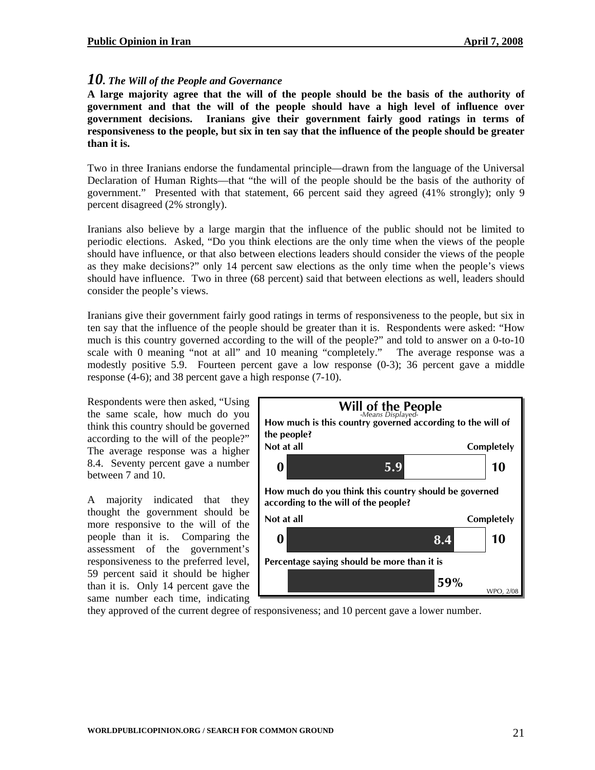## *10. The Will of the People and Governance*

**A large majority agree that the will of the people should be the basis of the authority of government and that the will of the people should have a high level of influence over government decisions. Iranians give their government fairly good ratings in terms of responsiveness to the people, but six in ten say that the influence of the people should be greater than it is.**

Two in three Iranians endorse the fundamental principle—drawn from the language of the Universal Declaration of Human Rights—that "the will of the people should be the basis of the authority of government." Presented with that statement, 66 percent said they agreed (41% strongly); only 9 percent disagreed (2% strongly).

Iranians also believe by a large margin that the influence of the public should not be limited to periodic elections. Asked, "Do you think elections are the only time when the views of the people should have influence, or that also between elections leaders should consider the views of the people as they make decisions?" only 14 percent saw elections as the only time when the people's views should have influence. Two in three (68 percent) said that between elections as well, leaders should consider the people's views.

Iranians give their government fairly good ratings in terms of responsiveness to the people, but six in ten say that the influence of the people should be greater than it is. Respondents were asked: "How much is this country governed according to the will of the people?" and told to answer on a 0-to-10 scale with 0 meaning "not at all" and 10 meaning "completely." The average response was a modestly positive 5.9. Fourteen percent gave a low response (0-3); 36 percent gave a middle response (4-6); and 38 percent gave a high response (7-10).

Respondents were then asked, "Using the same scale, how much do you think this country should be governed according to the will of the people?" The average response was a higher 8.4. Seventy percent gave a number between 7 and 10.

**Will of the People**
*-Means Displayed-*

**How much is this country governed according to the will of the people?**

| Not at all (0) | Mean | Completely (10) |
|---|---|---|
| 0 | 5.9 | 10 |

**How much do you think this country should be governed according to the will of the people?**

| Not at all (0) | Mean | Completely (10) |
|---|---|---|
| 0 | 8.4 | 10 |

**Percentage saying should be more than it is:** 59%

WPO, 2/08

A majority indicated that they thought the government should be more responsive to the will of the people than it is. Comparing the assessment of the government's responsiveness to the preferred level, 59 percent said it should be higher than it is. Only 14 percent gave the same number each time, indicating they approved of the current degree of responsiveness; and 10 percent gave a lower number.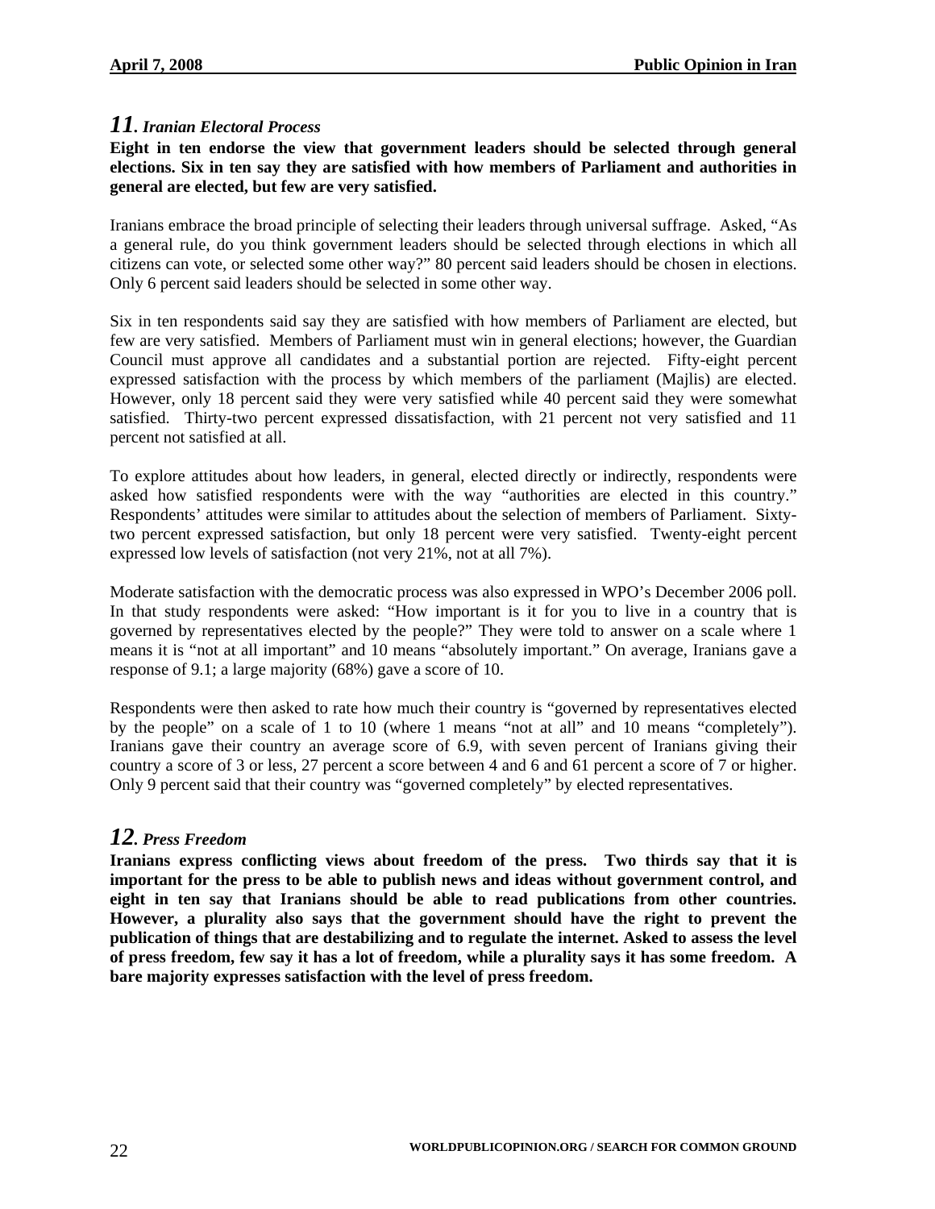## *11. Iranian Electoral Process*

**Eight in ten endorse the view that government leaders should be selected through general elections. Six in ten say they are satisfied with how members of Parliament and authorities in general are elected, but few are very satisfied.**

Iranians embrace the broad principle of selecting their leaders through universal suffrage. Asked, "As a general rule, do you think government leaders should be selected through elections in which all citizens can vote, or selected some other way?" 80 percent said leaders should be chosen in elections. Only 6 percent said leaders should be selected in some other way.

Six in ten respondents said say they are satisfied with how members of Parliament are elected, but few are very satisfied. Members of Parliament must win in general elections; however, the Guardian Council must approve all candidates and a substantial portion are rejected. Fifty-eight percent expressed satisfaction with the process by which members of the parliament (Majlis) are elected. However, only 18 percent said they were very satisfied while 40 percent said they were somewhat satisfied. Thirty-two percent expressed dissatisfaction, with 21 percent not very satisfied and 11 percent not satisfied at all.

To explore attitudes about how leaders, in general, elected directly or indirectly, respondents were asked how satisfied respondents were with the way "authorities are elected in this country." Respondents' attitudes were similar to attitudes about the selection of members of Parliament. Sixty-two percent expressed satisfaction, but only 18 percent were very satisfied. Twenty-eight percent expressed low levels of satisfaction (not very 21%, not at all 7%).

Moderate satisfaction with the democratic process was also expressed in WPO's December 2006 poll. In that study respondents were asked: "How important is it for you to live in a country that is governed by representatives elected by the people?" They were told to answer on a scale where 1 means it is "not at all important" and 10 means "absolutely important." On average, Iranians gave a response of 9.1; a large majority (68%) gave a score of 10.

Respondents were then asked to rate how much their country is "governed by representatives elected by the people" on a scale of 1 to 10 (where 1 means "not at all" and 10 means "completely"). Iranians gave their country an average score of 6.9, with seven percent of Iranians giving their country a score of 3 or less, 27 percent a score between 4 and 6 and 61 percent a score of 7 or higher. Only 9 percent said that their country was "governed completely" by elected representatives.

## *12. Press Freedom*

**Iranians express conflicting views about freedom of the press. Two thirds say that it is important for the press to be able to publish news and ideas without government control, and eight in ten say that Iranians should be able to read publications from other countries. However, a plurality also says that the government should have the right to prevent the publication of things that are destabilizing and to regulate the internet. Asked to assess the level of press freedom, few say it has a lot of freedom, while a plurality says it has some freedom. A bare majority expresses satisfaction with the level of press freedom.**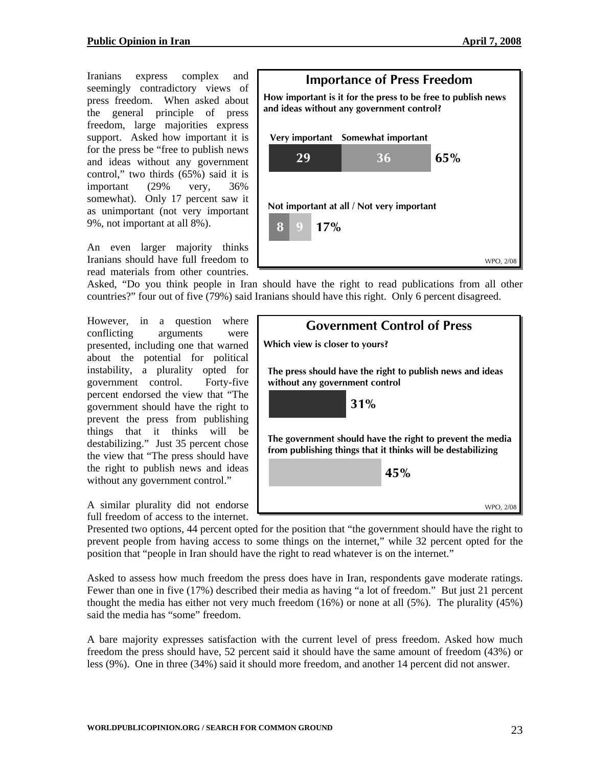Iranians express complex and seemingly contradictory views of press freedom. When asked about the general principle of press freedom, large majorities express support. Asked how important it is for the press be "free to publish news and ideas without any government control," two thirds (65%) said it is important (29% very, 36% somewhat). Only 17 percent saw it as unimportant (not very important 9%, not important at all 8%).

**Importance of Press Freedom**

**How important is it for the press to be free to publish news and ideas without any government control?**

| | Very important | Somewhat important | Total |
|---|---|---|---|
| | 29 | 36 | 65% |

| | Not important at all | Not very important | Total |
|---|---|---|---|
| | 8 | 9 | 17% |

WPO, 2/08

An even larger majority thinks Iranians should have full freedom to read materials from other countries. Asked, "Do you think people in Iran should have the right to read publications from all other countries?" four out of five (79%) said Iranians should have this right. Only 6 percent disagreed.

However, in a question where conflicting arguments were presented, including one that warned about the potential for political instability, a plurality opted for government control. Forty-five percent endorsed the view that "The government should have the right to prevent the press from publishing things that it thinks will be destabilizing." Just 35 percent chose the view that "The press should have the right to publish news and ideas without any government control."

**Government Control of Press**

**Which view is closer to yours?**

| View | % |
|---|---|
| The press should have the right to publish news and ideas without any government control | 31% |
| The government should have the right to prevent the media from publishing things that it thinks will be destabilizing | 45% |

WPO, 2/08

A similar plurality did not endorse full freedom of access to the internet. Presented two options, 44 percent opted for the position that "the government should have the right to prevent people from having access to some things on the internet," while 32 percent opted for the position that "people in Iran should have the right to read whatever is on the internet."

Asked to assess how much freedom the press does have in Iran, respondents gave moderate ratings. Fewer than one in five (17%) described their media as having "a lot of freedom." But just 21 percent thought the media has either not very much freedom (16%) or none at all (5%). The plurality (45%) said the media has "some" freedom.

A bare majority expresses satisfaction with the current level of press freedom. Asked how much freedom the press should have, 52 percent said it should have the same amount of freedom (43%) or less (9%). One in three (34%) said it should more freedom, and another 14 percent did not answer.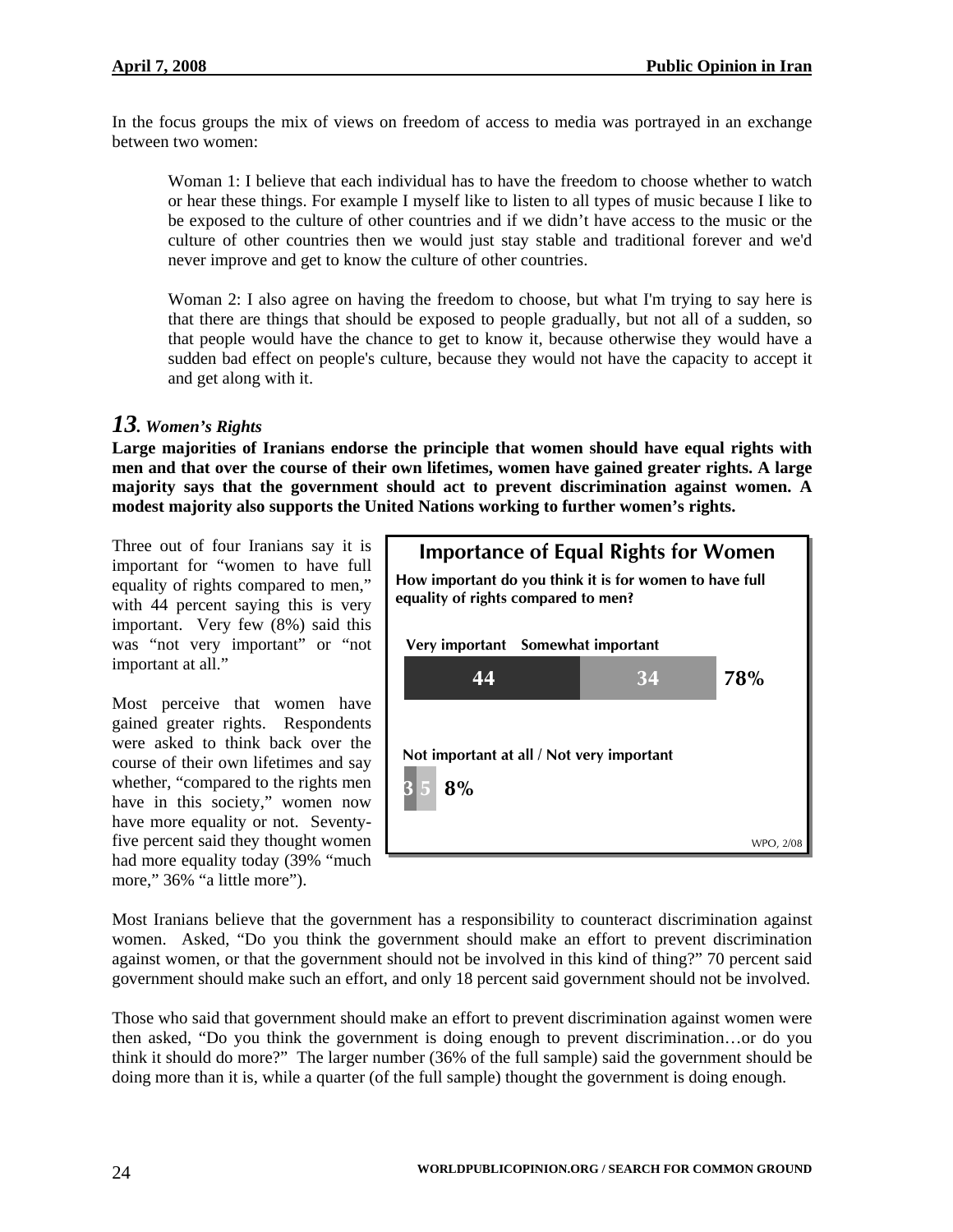In the focus groups the mix of views on freedom of access to media was portrayed in an exchange between two women:

> Woman 1: I believe that each individual has to have the freedom to choose whether to watch or hear these things. For example I myself like to listen to all types of music because I like to be exposed to the culture of other countries and if we didn't have access to the music or the culture of other countries then we would just stay stable and traditional forever and we'd never improve and get to know the culture of other countries.
>
> Woman 2: I also agree on having the freedom to choose, but what I'm trying to say here is that there are things that should be exposed to people gradually, but not all of a sudden, so that people would have the chance to get to know it, because otherwise they would have a sudden bad effect on people's culture, because they would not have the capacity to accept it and get along with it.

## *13. Women's Rights*

**Large majorities of Iranians endorse the principle that women should have equal rights with men and that over the course of their lifetimes, women have gained greater rights. A large majority says that the government should act to prevent discrimination against women. A modest majority also supports the United Nations working to further women's rights.**

Three out of four Iranians say it is important for "women to have full equality of rights compared to men," with 44 percent saying this is very important. Very few (8%) said this was "not very important" or "not important at all."

**Importance of Equal Rights for Women**

**How important do you think it is for women to have full equality of rights compared to men?**

| | Very important | Somewhat important | Total |
|---|---|---|---|
| Very important / Somewhat important | 44 | 34 | 78% |

| | Not important at all | Not very important | Total |
|---|---|---|---|
| Not important at all / Not very important | 3 | 5 | 8% |

WPO, 2/08

Most perceive that women have gained greater rights. Respondents were asked to think back over the course of their own lifetimes and say whether, "compared to the rights men have in this society," women now have more equality or not. Seventy-five percent said they thought women had more equality today (39% "much more," 36% "a little more").

Most Iranians believe that the government has a responsibility to counteract discrimination against women. Asked, "Do you think the government should make an effort to prevent discrimination against women, or that the government should not be involved in this kind of thing?" 70 percent said government should make such an effort, and only 18 percent said government should not be involved.

Those who said that government should make an effort to prevent discrimination against women were then asked, "Do you think the government is doing enough to prevent discrimination…or do you think it should do more?" The larger number (36% of the full sample) said the government should be doing more than it is, while a quarter (of the full sample) thought the government is doing enough.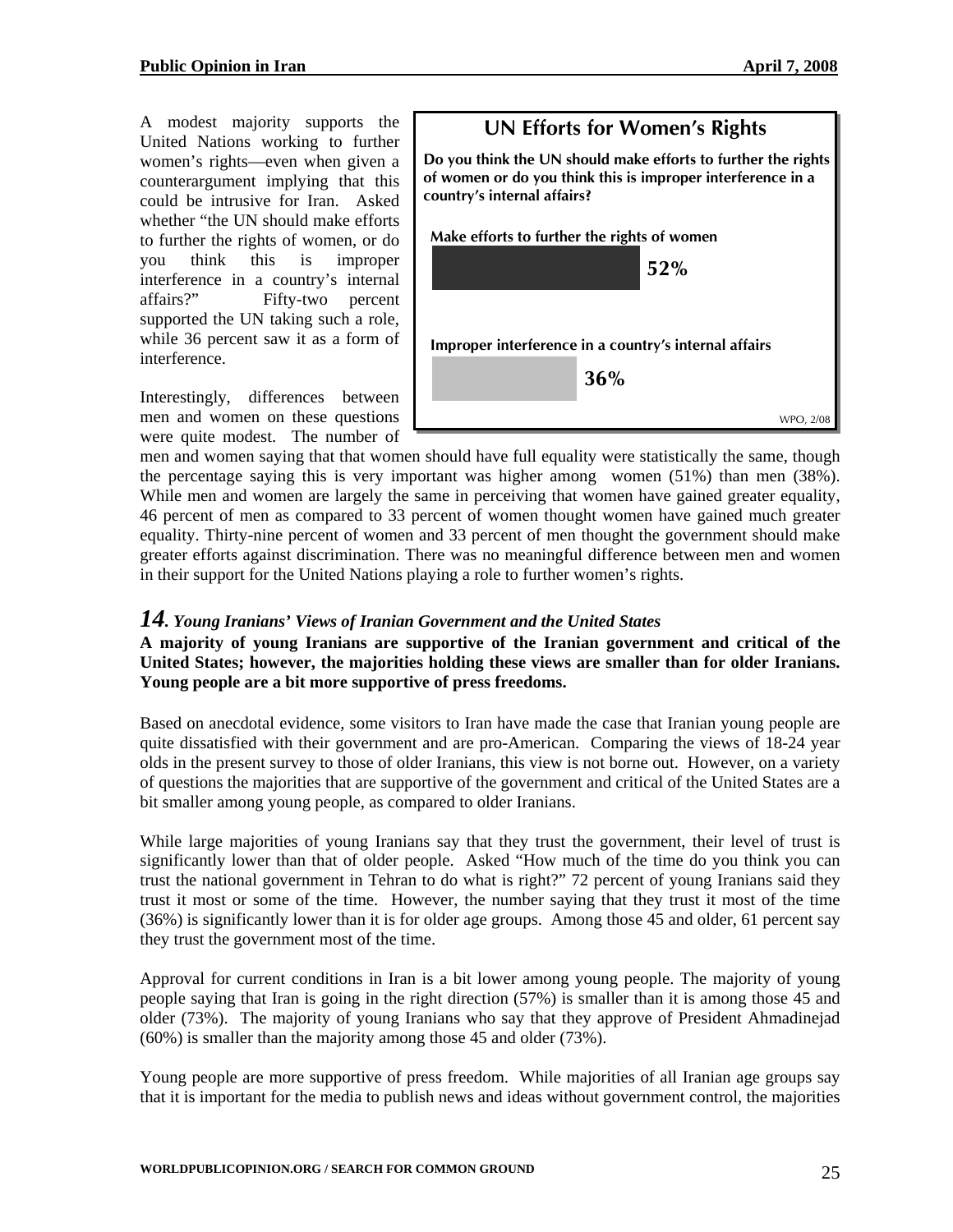A modest majority supports the United Nations working to further women's rights—even when given a counterargument implying that this could be intrusive for Iran. Asked whether "the UN should make efforts to further the rights of women, or do you think this is improper interference in a country's internal affairs?" Fifty-two percent supported the UN taking such a role, while 36 percent saw it as a form of interference.

**UN Efforts for Women's Rights**

**Do you think the UN should make efforts to further the rights of women or do you think this is improper interference in a country's internal affairs?**

| Response | Percent |
| --- | --- |
| Make efforts to further the rights of women | 52% |
| Improper interference in a country's internal affairs | 36% |

WPO, 2/08

Interestingly, differences between men and women on these questions were quite modest. The number of men and women saying that that women should have full equality were statistically the same, though the percentage saying this is very important was higher among women (51%) than men (38%). While men and women are largely the same in perceiving that women have gained greater equality, 46 percent of men as compared to 33 percent of women thought women have gained much greater equality. Thirty-nine percent of women and 33 percent of men thought the government should make greater efforts against discrimination. There was no meaningful difference between men and women in their support for the United Nations playing a role to further women's rights.

## *14. Young Iranians' Views of Iranian Government and the United States*

**A majority of young Iranians are supportive of the Iranian government and critical of the United States; however, the majorities holding these views are smaller than for older Iranians. Young people are a bit more supportive of press freedoms.**

Based on anecdotal evidence, some visitors to Iran have made the case that Iranian young people are quite dissatisfied with their government and are pro-American. Comparing the views of 18-24 year olds in the present survey to those of older Iranians, this view is not borne out. However, on a variety of questions the majorities that are supportive of the government and critical of the United States are a bit smaller among young people, as compared to older Iranians.

While large majorities of young Iranians say that they trust the government, their level of trust is significantly lower than that of older people. Asked "How much of the time do you think you can trust the national government in Tehran to do what is right?" 72 percent of young Iranians said they trust it most or some of the time. However, the number saying that they trust it most of the time (36%) is significantly lower than it is for older age groups. Among those 45 and older, 61 percent say they trust the government most of the time.

Approval for current conditions in Iran is a bit lower among young people. The majority of young people saying that Iran is going in the right direction (57%) is smaller than it is among those 45 and older (73%). The majority of young Iranians who say that they approve of President Ahmadinejad (60%) is smaller than the majority among those 45 and older (73%).

Young people are more supportive of press freedom. While majorities of all Iranian age groups say that it is important for the media to publish news and ideas without government control, the majorities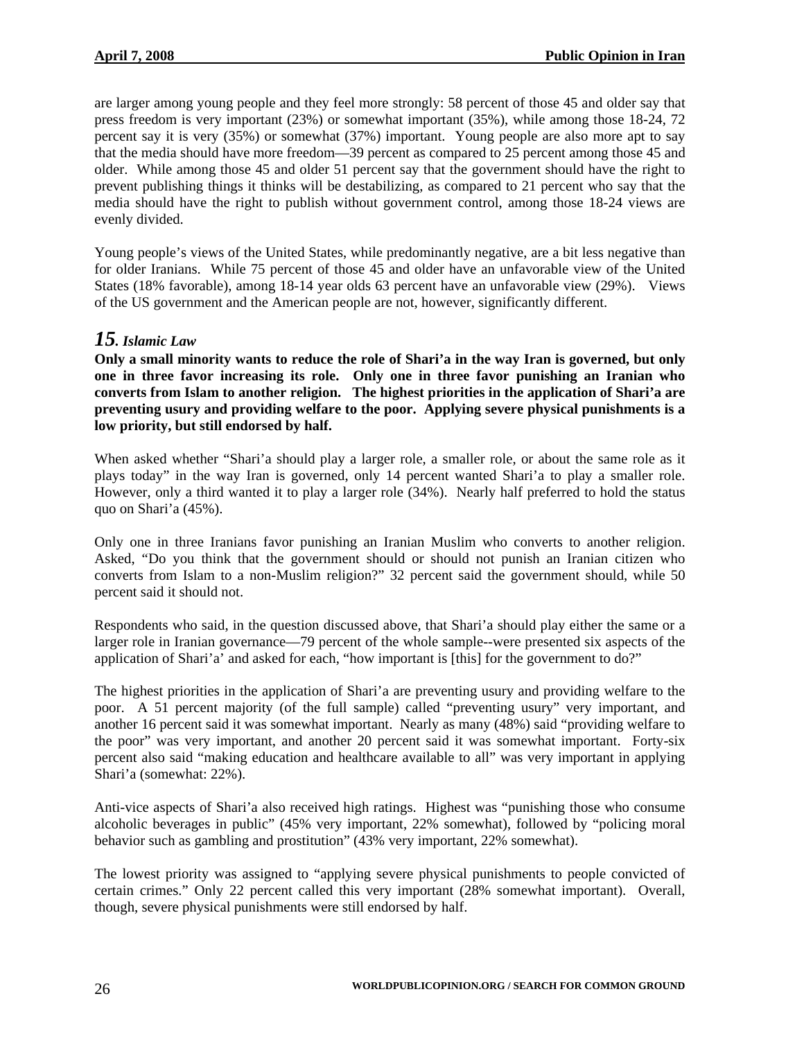are larger among young people and they feel more strongly: 58 percent of those 45 and older say that press freedom is very important (23%) or somewhat important (35%), while among those 18-24, 72 percent say it is very (35%) or somewhat (37%) important. Young people are also more apt to say that the media should have more freedom—39 percent as compared to 25 percent among those 45 and older. While among those 45 and older 51 percent say that the government should have the right to prevent publishing things it thinks will be destabilizing, as compared to 21 percent who say that the media should have the right to publish without government control, among those 18-24 views are evenly divided.

Young people's views of the United States, while predominantly negative, are a bit less negative than for older Iranians. While 75 percent of those 45 and older have an unfavorable view of the United States (18% favorable), among 18-14 year olds 63 percent have an unfavorable view (29%). Views of the US government and the American people are not, however, significantly different.

## *15. Islamic Law*

**Only a small minority wants to reduce the role of Shari'a in the way Iran is governed, but only one in three favor increasing its role. Only one in three favor punishing an Iranian who converts from Islam to another religion. The highest priorities in the application of Shari'a are preventing usury and providing welfare to the poor. Applying severe physical punishments is a low priority, but still endorsed by half.**

When asked whether "Shari'a should play a larger role, a smaller role, or about the same role as it plays today" in the way Iran is governed, only 14 percent wanted Shari'a to play a smaller role. However, only a third wanted it to play a larger role (34%). Nearly half preferred to hold the status quo on Shari'a (45%).

Only one in three Iranians favor punishing an Iranian Muslim who converts to another religion. Asked, "Do you think that the government should or should not punish an Iranian citizen who converts from Islam to a non-Muslim religion?" 32 percent said the government should, while 50 percent said it should not.

Respondents who said, in the question discussed above, that Shari'a should play either the same or a larger role in Iranian governance—79 percent of the whole sample--were presented six aspects of the application of Shari'a' and asked for each, "how important is [this] for the government to do?"

The highest priorities in the application of Shari'a are preventing usury and providing welfare to the poor. A 51 percent majority (of the full sample) called "preventing usury" very important, and another 16 percent said it was somewhat important. Nearly as many (48%) said "providing welfare to the poor" was very important, and another 20 percent said it was somewhat important. Forty-six percent also said "making education and healthcare available to all" was very important in applying Shari'a (somewhat: 22%).

Anti-vice aspects of Shari'a also received high ratings. Highest was "punishing those who consume alcoholic beverages in public" (45% very important, 22% somewhat), followed by "policing moral behavior such as gambling and prostitution" (43% very important, 22% somewhat).

The lowest priority was assigned to "applying severe physical punishments to people convicted of certain crimes." Only 22 percent called this very important (28% somewhat important). Overall, though, severe physical punishments were still endorsed by half.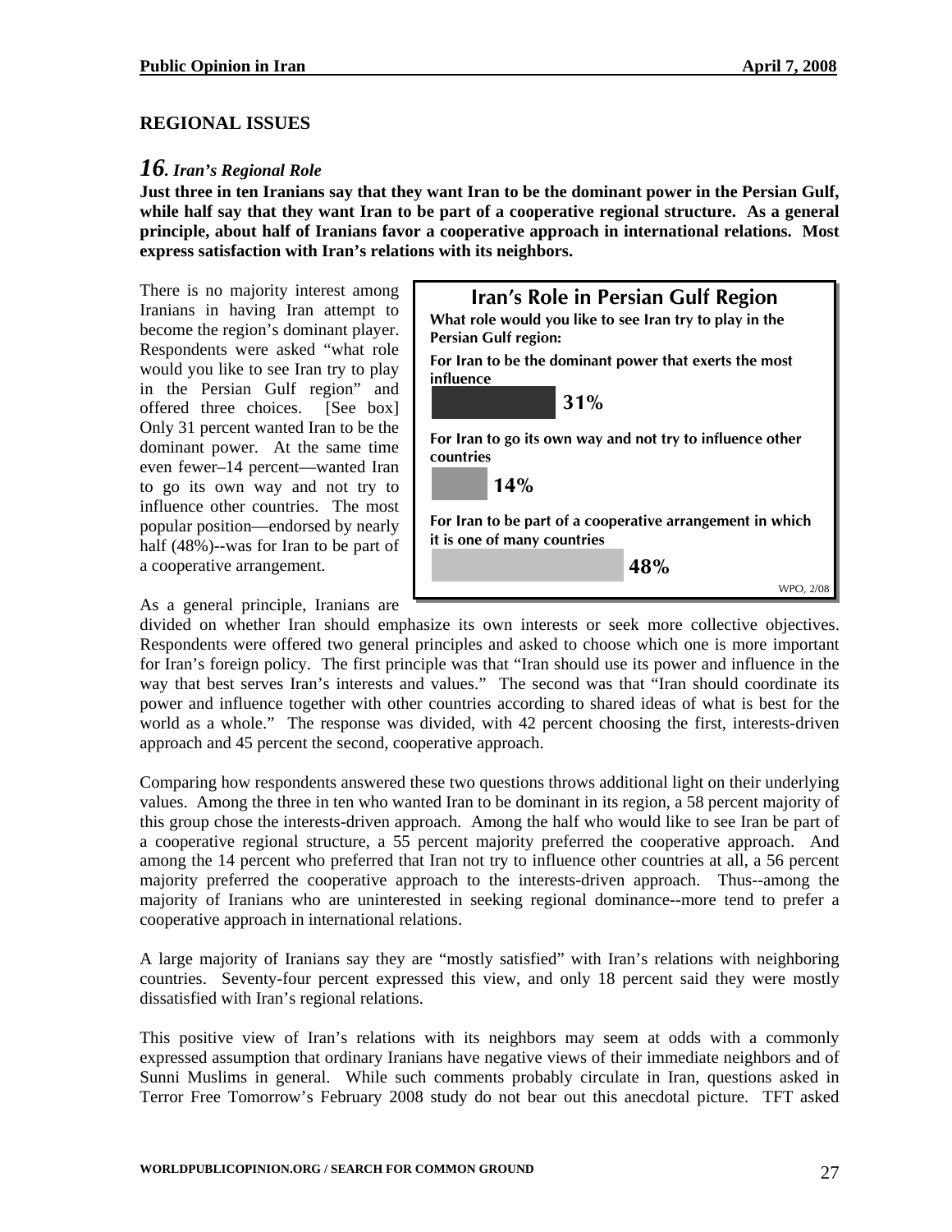## REGIONAL ISSUES

### *16. Iran's Regional Role*

**Just three in ten Iranians say that they want Iran to be the dominant power in the Persian Gulf, while half say that they want Iran to be part of a cooperative regional structure. As a general principle, about half of Iranians favor a cooperative approach in international relations. Most express satisfaction with Iran's relations with its neighbors.**

There is no majority interest among Iranians in having Iran attempt to become the region's dominant player. Respondents were asked "what role would you like to see Iran try to play in the Persian Gulf region" and offered three choices. [See box] Only 31 percent wanted Iran to be the dominant power. At the same time even fewer–14 percent—wanted Iran to go its own way and not try to influence other countries. The most popular position—endorsed by nearly half (48%)--was for Iran to be part of a cooperative arrangement.

**Iran's Role in Persian Gulf Region**

**What role would you like to see Iran try to play in the Persian Gulf region:**

| Response | % |
| --- | --- |
| For Iran to be the dominant power that exerts the most influence | 31% |
| For Iran to go its own way and not try to influence other countries | 14% |
| For Iran to be part of a cooperative arrangement in which it is one of many countries | 48% |

WPO, 2/08

As a general principle, Iranians are divided on whether Iran should emphasize its own interests or seek more collective objectives. Respondents were offered two general principles and asked to choose which one is more important for Iran's foreign policy. The first principle was that "Iran should use its power and influence in the way that best serves Iran's interests and values." The second was that "Iran should coordinate its power and influence together with other countries according to shared ideas of what is best for the world as a whole." The response was divided, with 42 percent choosing the first, interests-driven approach and 45 percent the second, cooperative approach.

Comparing how respondents answered these two questions throws additional light on their underlying values. Among the three in ten who wanted Iran to be dominant in its region, a 58 percent majority of this group chose the interests-driven approach. Among the half who would like to see Iran be part of a cooperative regional structure, a 55 percent majority preferred the cooperative approach. And among the 14 percent who preferred that Iran not try to influence other countries at all, a 56 percent majority preferred the cooperative approach to the interests-driven approach. Thus--among the majority of Iranians who are uninterested in seeking regional dominance--more tend to prefer a cooperative approach in international relations.

A large majority of Iranians say they are "mostly satisfied" with Iran's relations with neighboring countries. Seventy-four percent expressed this view, and only 18 percent said they were mostly dissatisfied with Iran's regional relations.

This positive view of Iran's relations with its neighbors may seem at odds with a commonly expressed assumption that ordinary Iranians have negative views of their immediate neighbors and of Sunni Muslims in general. While such comments probably circulate in Iran, questions asked in Terror Free Tomorrow's February 2008 study do not bear out this anecdotal picture. TFT asked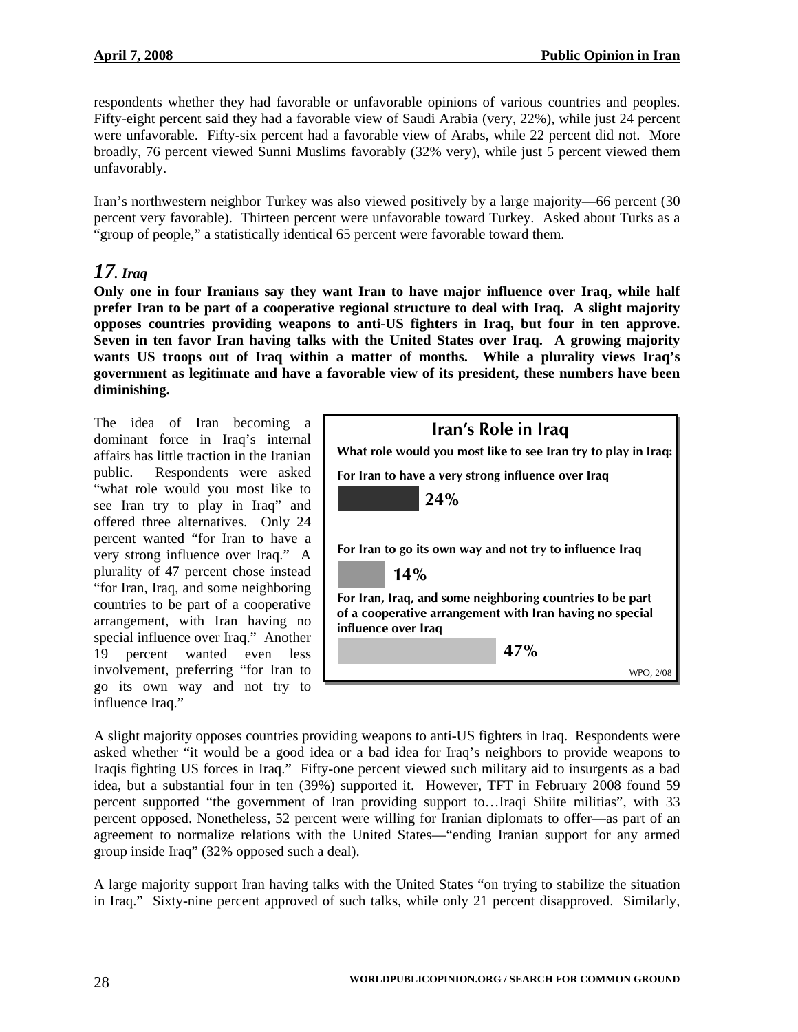respondents whether they had favorable or unfavorable opinions of various countries and peoples. Fifty-eight percent said they had a favorable view of Saudi Arabia (very, 22%), while just 24 percent were unfavorable. Fifty-six percent had a favorable view of Arabs, while 22 percent did not. More broadly, 76 percent viewed Sunni Muslims favorably (32% very), while just 5 percent viewed them unfavorably.

Iran's northwestern neighbor Turkey was also viewed positively by a large majority—66 percent (30 percent very favorable). Thirteen percent were unfavorable toward Turkey. Asked about Turks as a "group of people," a statistically identical 65 percent were favorable toward them.

## *17. Iraq*

**Only one in four Iranians say they want Iran to have major influence over Iraq, while half prefer Iran to be part of a cooperative regional structure to deal with Iraq. A slight majority opposes countries providing weapons to anti-US fighters in Iraq, but four in ten approve. Seven in ten favor Iran having talks with the United States over Iraq. A growing majority wants US troops out of Iraq within a matter of months. While a plurality views Iraq's government as legitimate and have a favorable view of its president, these numbers have been diminishing.**

The idea of Iran becoming a dominant force in Iraq's internal affairs has little traction in the Iranian public. Respondents were asked "what role would you most like to see Iran try to play in Iraq" and offered three alternatives. Only 24 percent wanted "for Iran to have a very strong influence over Iraq." A plurality of 47 percent chose instead "for Iran, Iraq, and some neighboring countries to be part of a cooperative arrangement, with Iran having no special influence over Iraq." Another 19 percent wanted even less involvement, preferring "for Iran to go its own way and not try to influence Iraq."

**Iran's Role in Iraq**

What role would you most like to see Iran try to play in Iraq:

| Response | % |
|---|---|
| For Iran to have a very strong influence over Iraq | 24% |
| For Iran to go its own way and not try to influence Iraq | 14% |
| For Iran, Iraq, and some neighboring countries to be part of a cooperative arrangement with Iran having no special influence over Iraq | 47% |

WPO, 2/08

A slight majority opposes countries providing weapons to anti-US fighters in Iraq. Respondents were asked whether "it would be a good idea or a bad idea for Iraq's neighbors to provide weapons to Iraqis fighting US forces in Iraq." Fifty-one percent viewed such military aid to insurgents as a bad idea, but a substantial four in ten (39%) supported it. However, TFT in February 2008 found 59 percent supported "the government of Iran providing support to…Iraqi Shiite militias", with 33 percent opposed. Nonetheless, 52 percent were willing for Iranian diplomats to offer—as part of an agreement to normalize relations with the United States—"ending Iranian support for any armed group inside Iraq" (32% opposed such a deal).

A large majority support Iran having talks with the United States "on trying to stabilize the situation in Iraq." Sixty-nine percent approved of such talks, while only 21 percent disapproved. Similarly,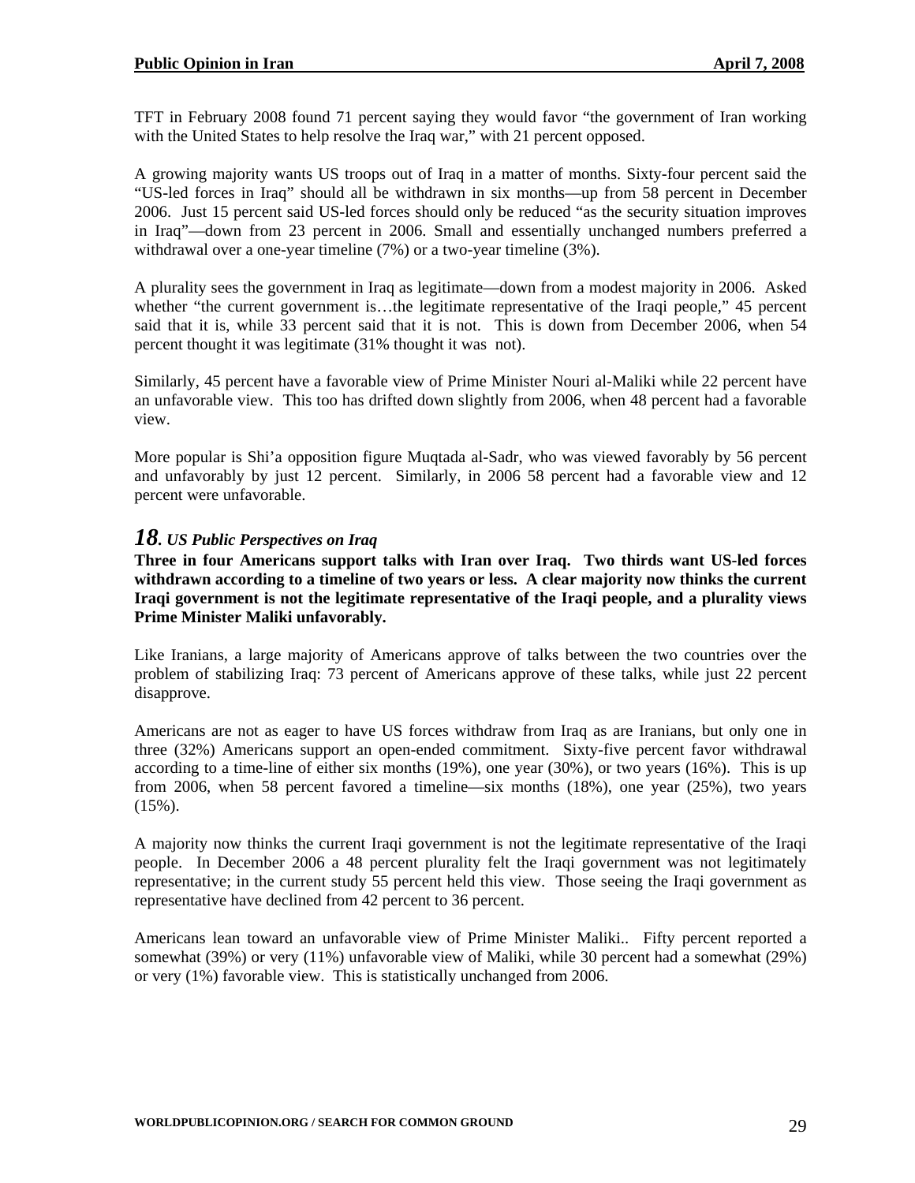TFT in February 2008 found 71 percent saying they would favor "the government of Iran working with the United States to help resolve the Iraq war," with 21 percent opposed.

A growing majority wants US troops out of Iraq in a matter of months. Sixty-four percent said the "US-led forces in Iraq" should all be withdrawn in six months—up from 58 percent in December 2006. Just 15 percent said US-led forces should only be reduced "as the security situation improves in Iraq"—down from 23 percent in 2006. Small and essentially unchanged numbers preferred a withdrawal over a one-year timeline (7%) or a two-year timeline (3%).

A plurality sees the government in Iraq as legitimate—down from a modest majority in 2006. Asked whether "the current government is…the legitimate representative of the Iraqi people," 45 percent said that it is, while 33 percent said that it is not. This is down from December 2006, when 54 percent thought it was legitimate (31% thought it was not).

Similarly, 45 percent have a favorable view of Prime Minister Nouri al-Maliki while 22 percent have an unfavorable view. This too has drifted down slightly from 2006, when 48 percent had a favorable view.

More popular is Shi'a opposition figure Muqtada al-Sadr, who was viewed favorably by 56 percent and unfavorably by just 12 percent. Similarly, in 2006 58 percent had a favorable view and 12 percent were unfavorable.

## *18. US Public Perspectives on Iraq*

**Three in four Americans support talks with Iran over Iraq. Two thirds want US-led forces withdrawn according to a timeline of two years or less. A clear majority now thinks the current Iraqi government is not the legitimate representative of the Iraqi people, and a plurality views Prime Minister Maliki unfavorably.**

Like Iranians, a large majority of Americans approve of talks between the two countries over the problem of stabilizing Iraq: 73 percent of Americans approve of these talks, while just 22 percent disapprove.

Americans are not as eager to have US forces withdraw from Iraq as are Iranians, but only one in three (32%) Americans support an open-ended commitment. Sixty-five percent favor withdrawal according to a time-line of either six months (19%), one year (30%), or two years (16%). This is up from 2006, when 58 percent favored a timeline—six months (18%), one year (25%), two years (15%).

A majority now thinks the current Iraqi government is not the legitimate representative of the Iraqi people. In December 2006 a 48 percent plurality felt the Iraqi government was not legitimately representative; in the current study 55 percent held this view. Those seeing the Iraqi government as representative have declined from 42 percent to 36 percent.

Americans lean toward an unfavorable view of Prime Minister Maliki.. Fifty percent reported a somewhat (39%) or very (11%) unfavorable view of Maliki, while 30 percent had a somewhat (29%) or very (1%) favorable view. This is statistically unchanged from 2006.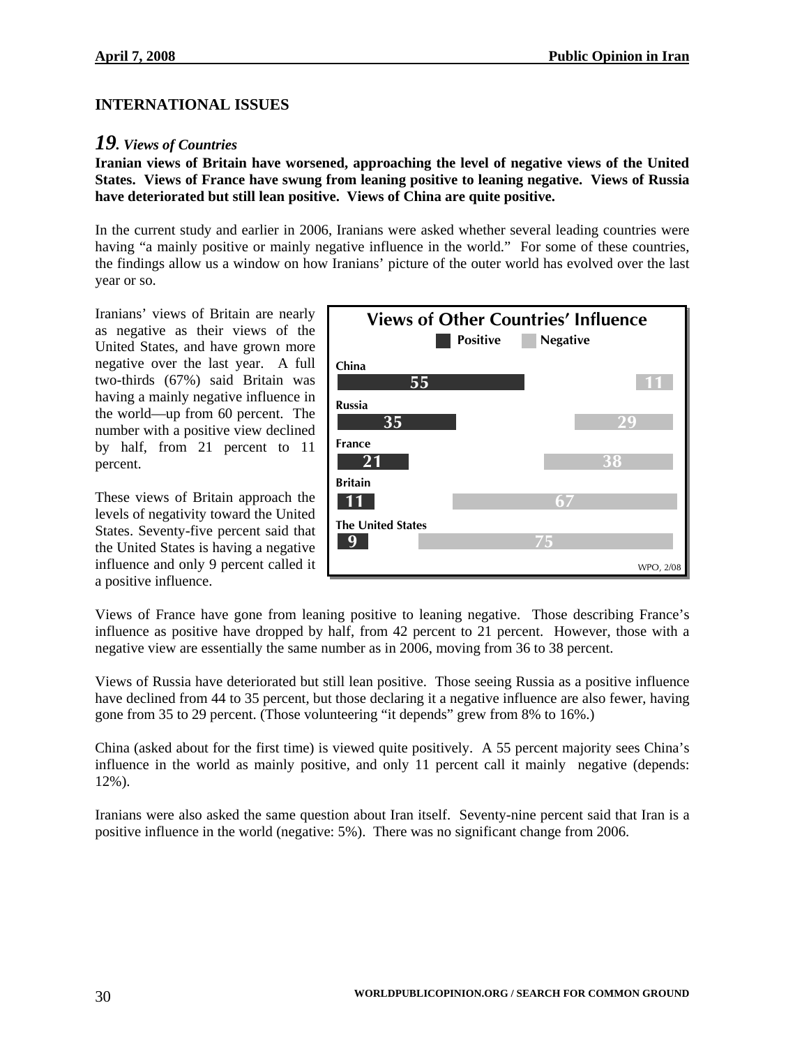## INTERNATIONAL ISSUES

### *19. Views of Countries*

**Iranian views of Britain have worsened, approaching the level of negative views of the United States. Views of France have swung from leaning positive to leaning negative. Views of Russia have deteriorated but still lean positive. Views of China are quite positive.**

In the current study and earlier in 2006, Iranians were asked whether several leading countries were having "a mainly positive or mainly negative influence in the world." For some of these countries, the findings allow us a window on how Iranians' picture of the outer world has evolved over the last year or so.

Iranians' views of Britain are nearly as negative as their views of the United States, and have grown more negative over the last year. A full two-thirds (67%) said Britain was having a mainly negative influence in the world—up from 60 percent. The number with a positive view declined by half, from 21 percent to 11 percent.

These views of Britain approach the levels of negativity toward the United States. Seventy-five percent said that the United States is having a negative influence and only 9 percent called it a positive influence.

**Views of Other Countries' Influence**

| | Positive | Negative |
|---|---|---|
| China | 55 | 11 |
| Russia | 35 | 29 |
| France | 21 | 38 |
| Britain | 11 | 67 |
| The United States | 9 | 75 |

WPO, 2/08

Views of France have gone from leaning positive to leaning negative. Those describing France's influence as positive have dropped by half, from 42 percent to 21 percent. However, those with a negative view are essentially the same number as in 2006, moving from 36 to 38 percent.

Views of Russia have deteriorated but still lean positive. Those seeing Russia as a positive influence have declined from 44 to 35 percent, but those declaring it a negative influence are also fewer, having gone from 35 to 29 percent. (Those volunteering "it depends" grew from 8% to 16%.)

China (asked about for the first time) is viewed quite positively. A 55 percent majority sees China's influence in the world as mainly positive, and only 11 percent call it mainly negative (depends: 12%).

Iranians were also asked the same question about Iran itself. Seventy-nine percent said that Iran is a positive influence in the world (negative: 5%). There was no significant change from 2006.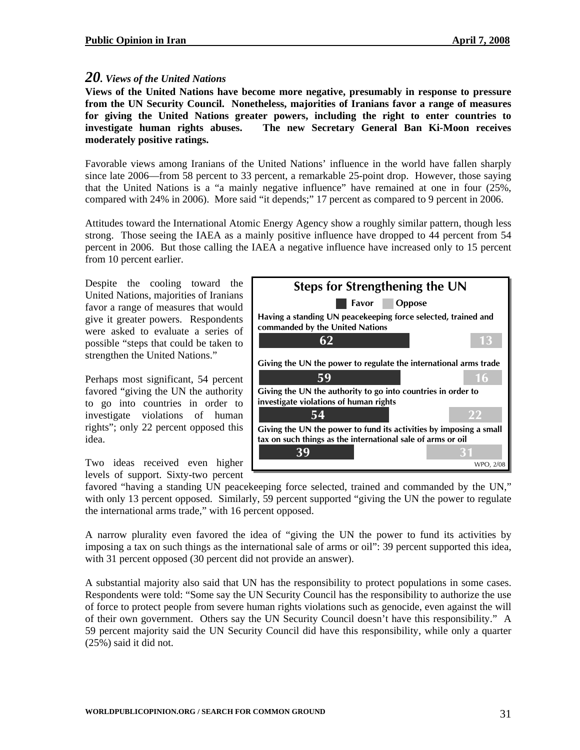## *20. Views of the United Nations*

**Views of the United Nations have become more negative, presumably in response to pressure from the UN Security Council. Nonetheless, majorities of Iranians favor a range of measures for giving the United Nations greater powers, including the right to enter countries to investigate human rights abuses. The new Secretary General Ban Ki-Moon receives moderately positive ratings.**

Favorable views among Iranians of the United Nations' influence in the world have fallen sharply since late 2006—from 58 percent to 33 percent, a remarkable 25-point drop. However, those saying that the United Nations is a "a mainly negative influence" have remained at one in four (25%, compared with 24% in 2006). More said "it depends;" 17 percent as compared to 9 percent in 2006.

Attitudes toward the International Atomic Energy Agency show a roughly similar pattern, though less strong. Those seeing the IAEA as a mainly positive influence have dropped to 44 percent from 54 percent in 2006. But those calling the IAEA a negative influence have increased only to 15 percent from 10 percent earlier.

Despite the cooling toward the United Nations, majorities of Iranians favor a range of measures that would give it greater powers. Respondents were asked to evaluate a series of possible "steps that could be taken to strengthen the United Nations."

**Steps for Strengthening the UN**

| | Favor | Oppose |
|---|---|---|
| Having a standing UN peacekeeping force selected, trained and commanded by the United Nations | 62 | 13 |
| Giving the UN the power to regulate the international arms trade | 59 | 16 |
| Giving the UN the authority to go into countries in order to investigate violations of human rights | 54 | 22 |
| Giving the UN the power to fund its activities by imposing a small tax on such things as the international sale of arms or oil | 39 | 31 |

WPO, 2/08

Perhaps most significant, 54 percent favored "giving the UN the authority to go into countries in order to investigate violations of human rights"; only 22 percent opposed this idea.

Two ideas received even higher levels of support. Sixty-two percent favored "having a standing UN peacekeeping force selected, trained and commanded by the UN," with only 13 percent opposed. Similarly, 59 percent supported "giving the UN the power to regulate the international arms trade," with 16 percent opposed.

A narrow plurality even favored the idea of "giving the UN the power to fund its activities by imposing a tax on such things as the international sale of arms or oil": 39 percent supported this idea, with 31 percent opposed (30 percent did not provide an answer).

A substantial majority also said that UN has the responsibility to protect populations in some cases. Respondents were told: "Some say the UN Security Council has the responsibility to authorize the use of force to protect people from severe human rights violations such as genocide, even against the will of their own government. Others say the UN Security Council doesn't have this responsibility." A 59 percent majority said the UN Security Council did have this responsibility, while only a quarter (25%) said it did not.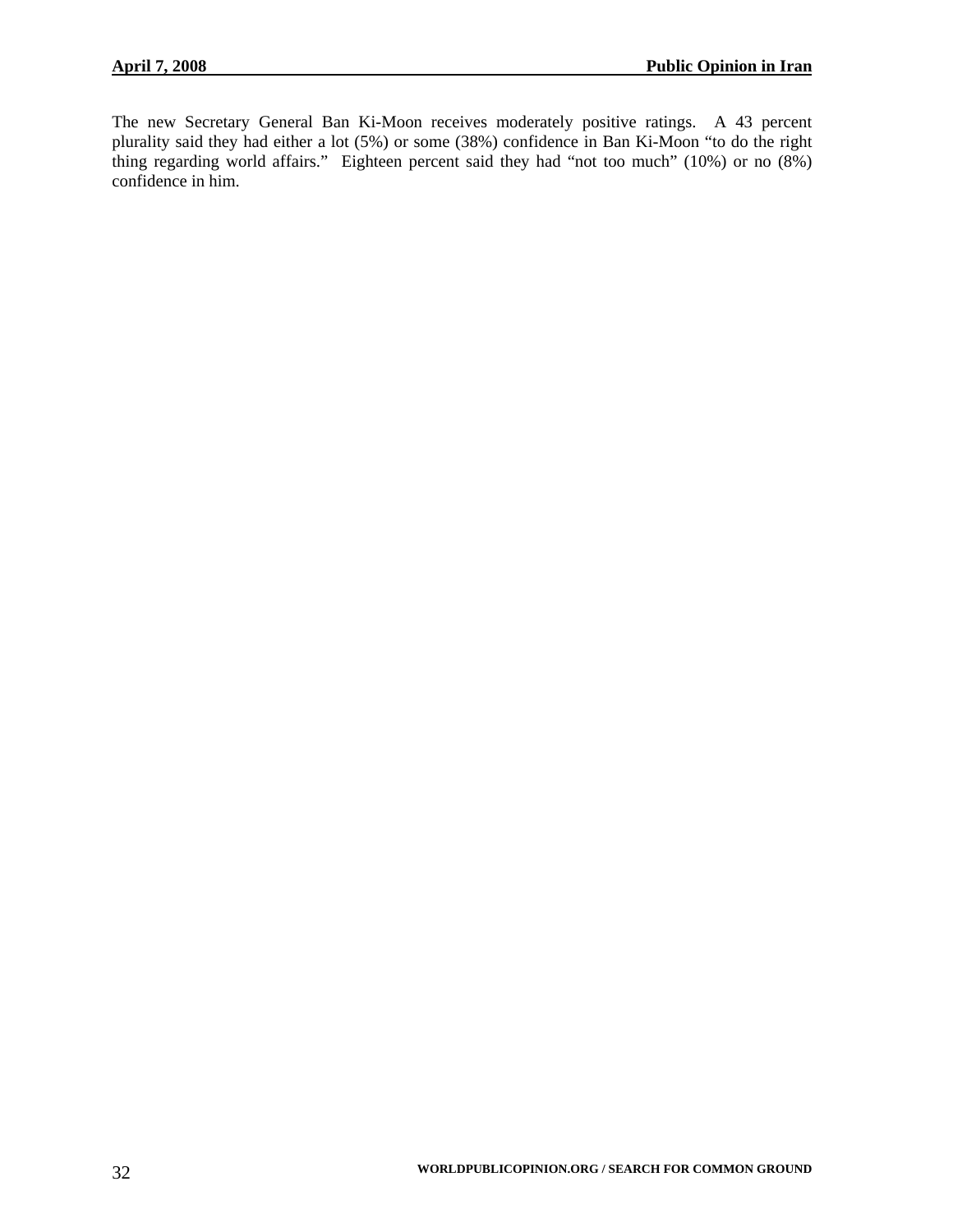The new Secretary General Ban Ki-Moon receives moderately positive ratings. A 43 percent plurality said they had either a lot (5%) or some (38%) confidence in Ban Ki-Moon "to do the right thing regarding world affairs." Eighteen percent said they had "not too much" (10%) or no (8%) confidence in him.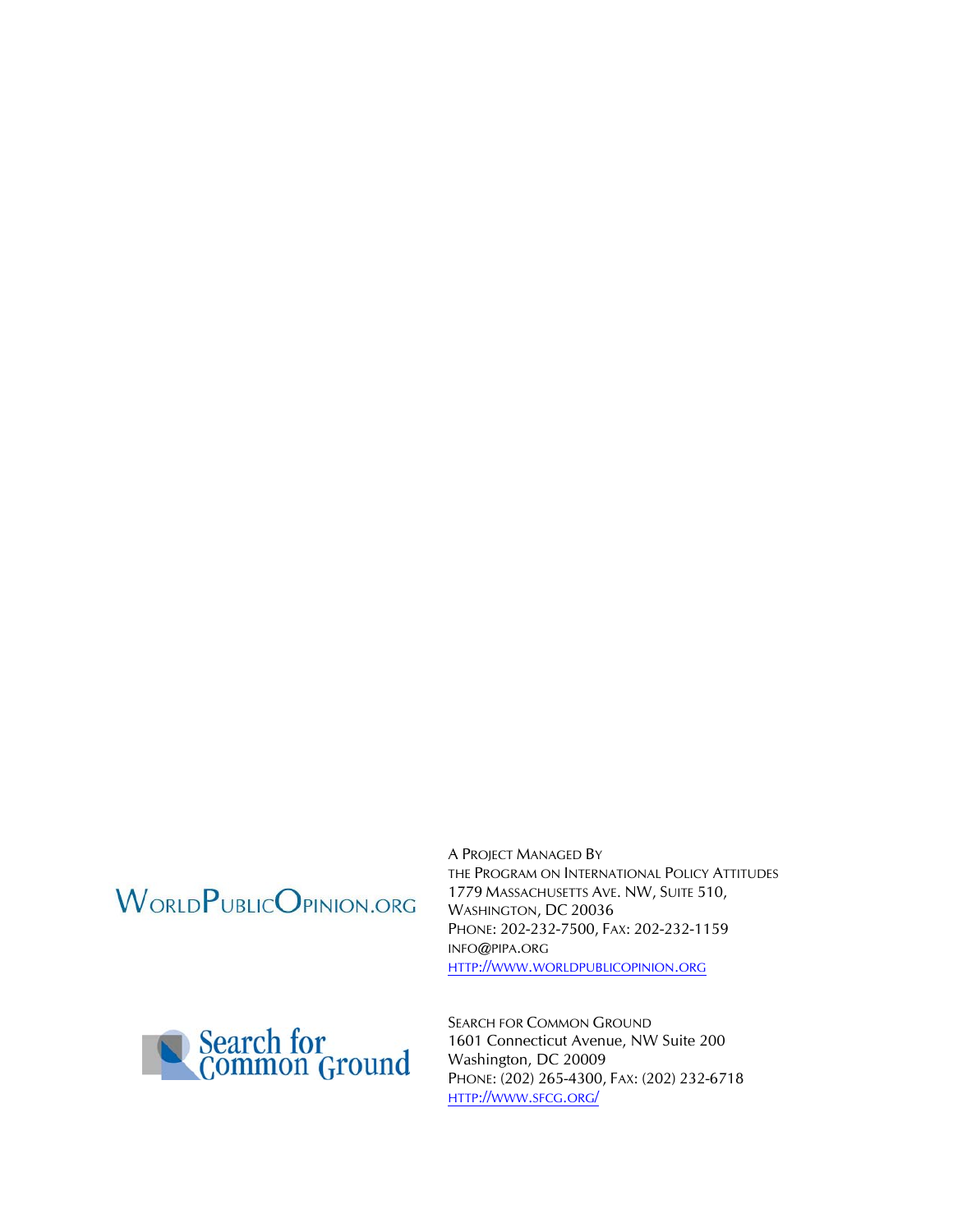WorldPublicOpinion.org

A Project Managed By
The Program on International Policy Attitudes
1779 Massachusetts Ave. NW, Suite 510,
Washington, DC 20036
Phone: 202-232-7500, Fax: 202-232-1159
info@pipa.org
http://www.worldpublicopinion.org

Search for Common Ground

Search for Common Ground
1601 Connecticut Avenue, NW Suite 200
Washington, DC 20009
Phone: (202) 265-4300, Fax: (202) 232-6718
http://www.sfcg.org/